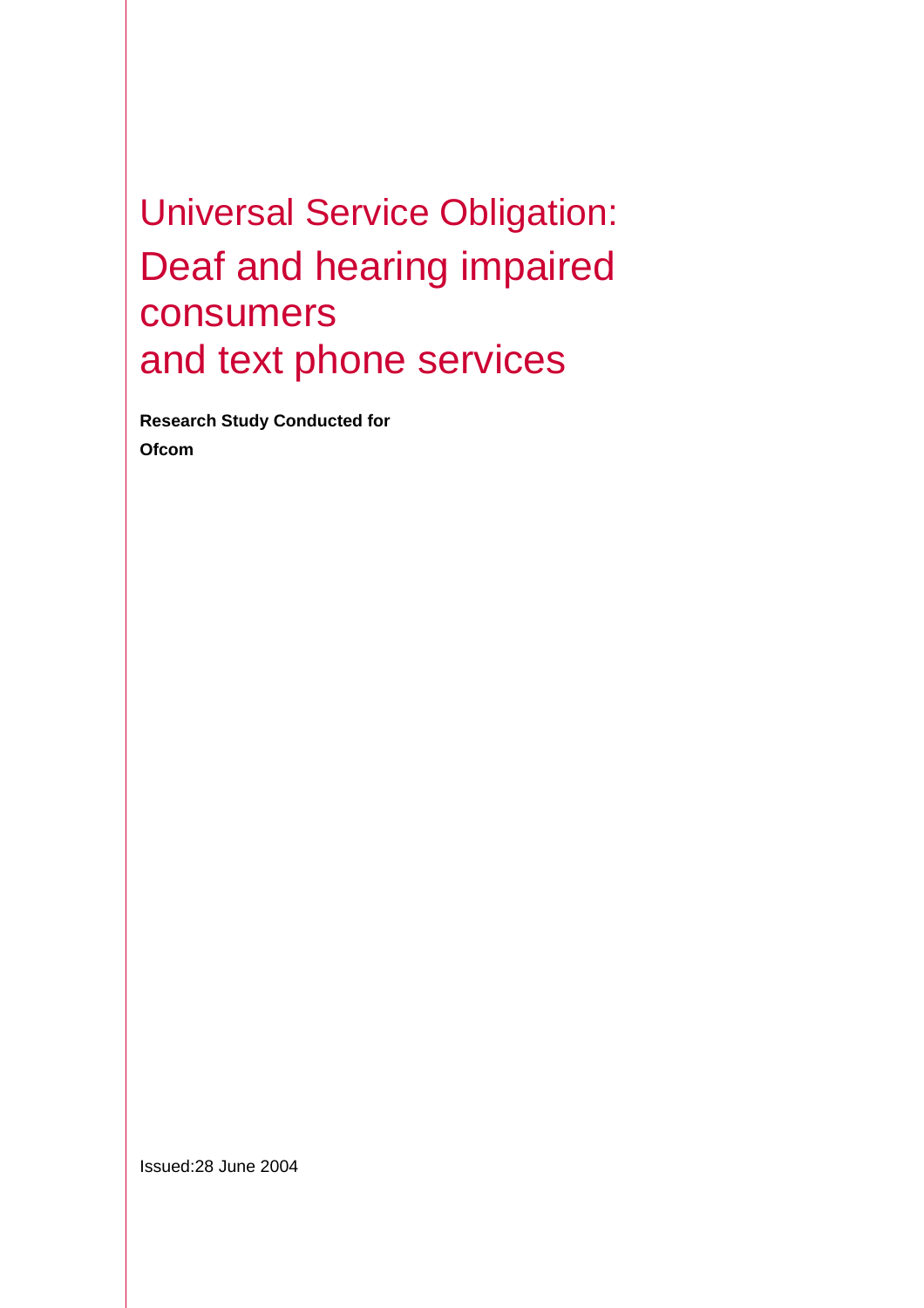# Universal Service Obligation: Deaf and hearing impaired consumers and text phone services

**Research Study Conducted for**
**Ofcom**

Issued:28 June 2004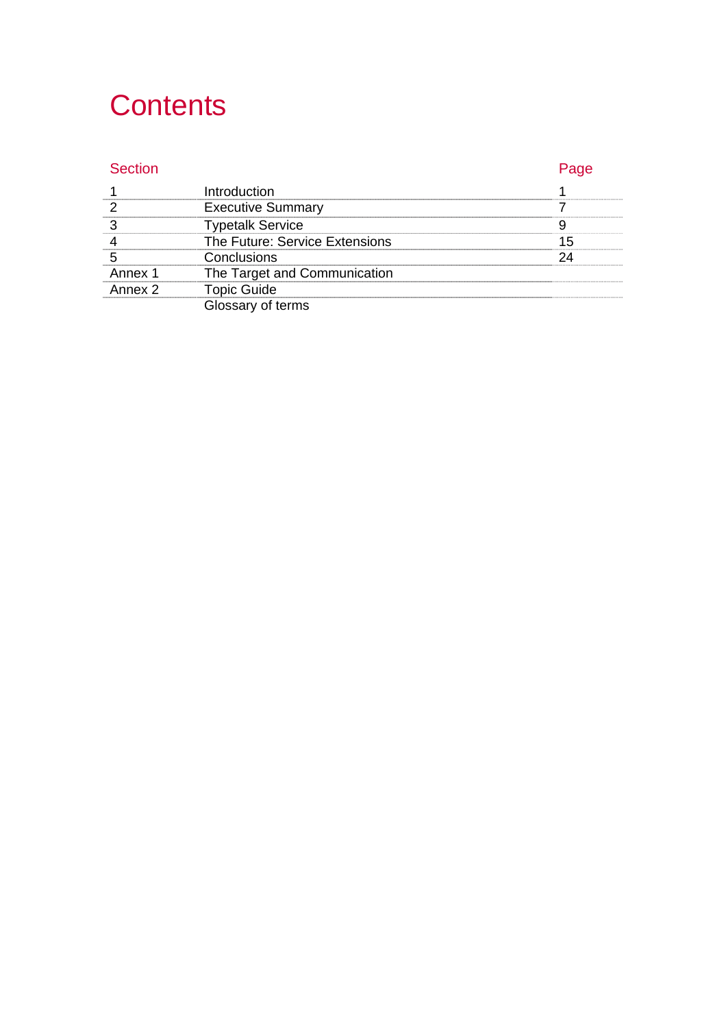# Contents

| Section | | Page |
|---|---|---|
| 1 | Introduction | 1 |
| 2 | Executive Summary | 7 |
| 3 | Typetalk Service | 9 |
| 4 | The Future: Service Extensions | 15 |
| 5 | Conclusions | 24 |
| Annex 1 | The Target and Communication | |
| Annex 2 | Topic Guide | |
| | Glossary of terms | |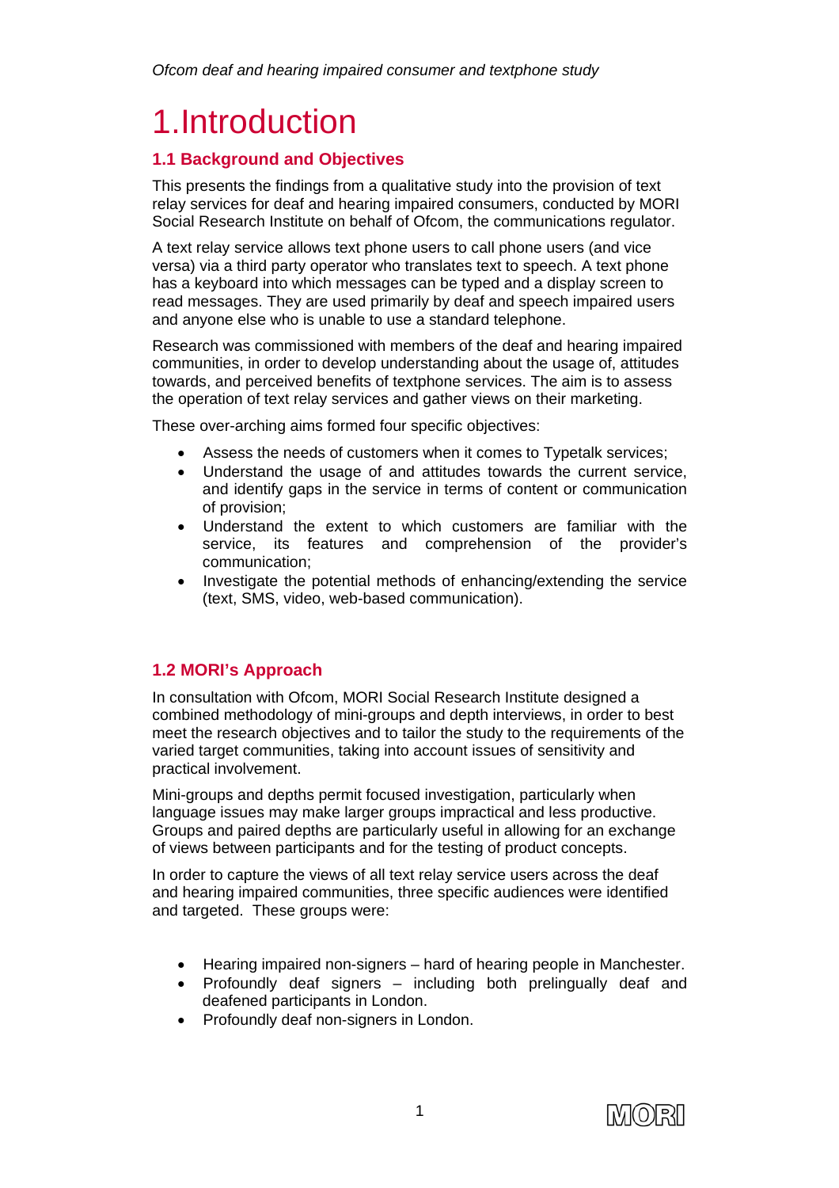# 1. Introduction

## 1.1 Background and Objectives

This presents the findings from a qualitative study into the provision of text relay services for deaf and hearing impaired consumers, conducted by MORI Social Research Institute on behalf of Ofcom, the communications regulator.

A text relay service allows text phone users to call phone users (and vice versa) via a third party operator who translates text to speech. A text phone has a keyboard into which messages can be typed and a display screen to read messages. They are used primarily by deaf and speech impaired users and anyone else who is unable to use a standard telephone.

Research was commissioned with members of the deaf and hearing impaired communities, in order to develop understanding about the usage of, attitudes towards, and perceived benefits of textphone services. The aim is to assess the operation of text relay services and gather views on their marketing.

These over-arching aims formed four specific objectives:

- Assess the needs of customers when it comes to Typetalk services;
- Understand the usage of and attitudes towards the current service, and identify gaps in the service in terms of content or communication of provision;
- Understand the extent to which customers are familiar with the service, its features and comprehension of the provider's communication;
- Investigate the potential methods of enhancing/extending the service (text, SMS, video, web-based communication).

## 1.2 MORI's Approach

In consultation with Ofcom, MORI Social Research Institute designed a combined methodology of mini-groups and depth interviews, in order to best meet the research objectives and to tailor the study to the requirements of the varied target communities, taking into account issues of sensitivity and practical involvement.

Mini-groups and depths permit focused investigation, particularly when language issues may make larger groups impractical and less productive. Groups and paired depths are particularly useful in allowing for an exchange of views between participants and for the testing of product concepts.

In order to capture the views of all text relay service users across the deaf and hearing impaired communities, three specific audiences were identified and targeted. These groups were:

- Hearing impaired non-signers – hard of hearing people in Manchester.
- Profoundly deaf signers – including both prelingually deaf and deafened participants in London.
- Profoundly deaf non-signers in London.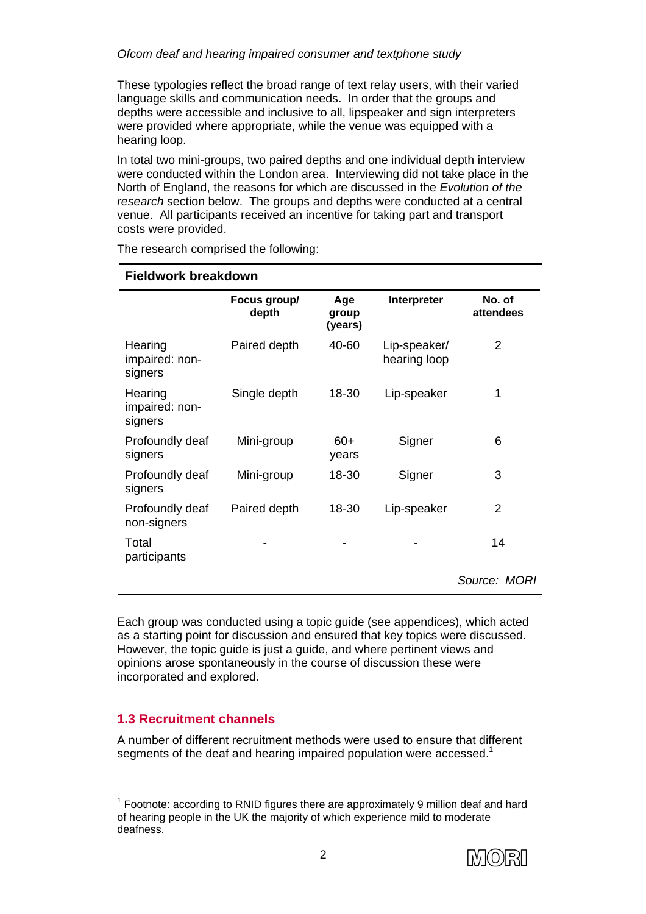These typologies reflect the broad range of text relay users, with their varied language skills and communication needs. In order that the groups and depths were accessible and inclusive to all, lipspeaker and sign interpreters were provided where appropriate, while the venue was equipped with a hearing loop.

In total two mini-groups, two paired depths and one individual depth interview were conducted within the London area. Interviewing did not take place in the North of England, the reasons for which are discussed in the *Evolution of the research* section below. The groups and depths were conducted at a central venue. All participants received an incentive for taking part and transport costs were provided.

The research comprised the following:

**Fieldwork breakdown**

| | Focus group/ depth | Age group (years) | Interpreter | No. of attendees |
|---|---|---|---|---|
| Hearing impaired: non-signers | Paired depth | 40-60 | Lip-speaker/ hearing loop | 2 |
| Hearing impaired: non-signers | Single depth | 18-30 | Lip-speaker | 1 |
| Profoundly deaf signers | Mini-group | 60+ years | Signer | 6 |
| Profoundly deaf signers | Mini-group | 18-30 | Signer | 3 |
| Profoundly deaf non-signers | Paired depth | 18-30 | Lip-speaker | 2 |
| Total participants | - | - | - | 14 |

*Source: MORI*

Each group was conducted using a topic guide (see appendices), which acted as a starting point for discussion and ensured that key topics were discussed. However, the topic guide is just a guide, and where pertinent views and opinions arose spontaneously in the course of discussion these were incorporated and explored.

## 1.3 Recruitment channels

A number of different recruitment methods were used to ensure that different segments of the deaf and hearing impaired population were accessed.[1]

[1] Footnote: according to RNID figures there are approximately 9 million deaf and hard of hearing people in the UK the majority of which experience mild to moderate deafness.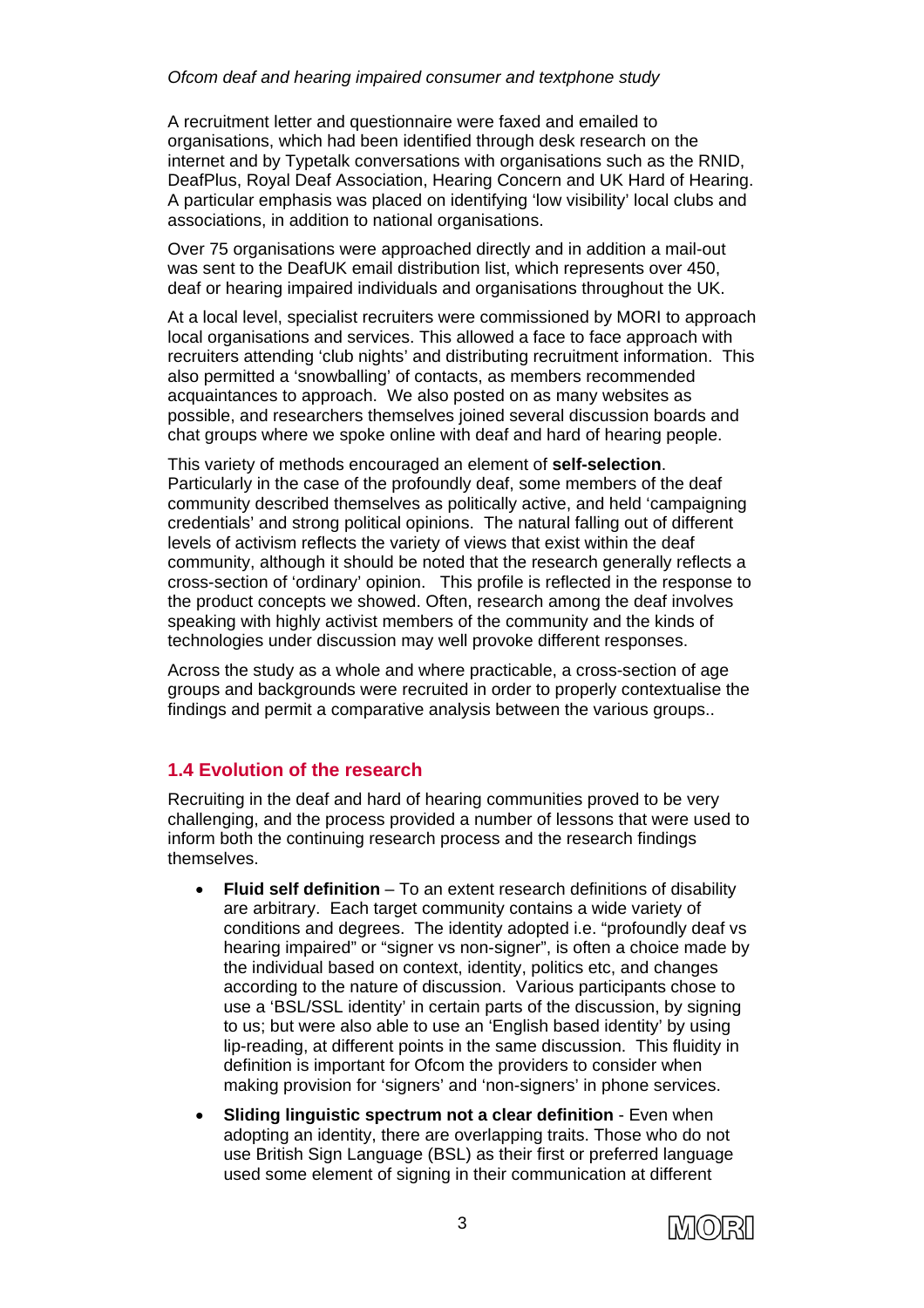A recruitment letter and questionnaire were faxed and emailed to organisations, which had been identified through desk research on the internet and by Typetalk conversations with organisations such as the RNID, DeafPlus, Royal Deaf Association, Hearing Concern and UK Hard of Hearing. A particular emphasis was placed on identifying 'low visibility' local clubs and associations, in addition to national organisations.

Over 75 organisations were approached directly and in addition a mail-out was sent to the DeafUK email distribution list, which represents over 450, deaf or hearing impaired individuals and organisations throughout the UK.

At a local level, specialist recruiters were commissioned by MORI to approach local organisations and services. This allowed a face to face approach with recruiters attending 'club nights' and distributing recruitment information. This also permitted a 'snowballing' of contacts, as members recommended acquaintances to approach. We also posted on as many websites as possible, and researchers themselves joined several discussion boards and chat groups where we spoke online with deaf and hard of hearing people.

This variety of methods encouraged an element of **self-selection**. Particularly in the case of the profoundly deaf, some members of the deaf community described themselves as politically active, and held 'campaigning credentials' and strong political opinions. The natural falling out of different levels of activism reflects the variety of views that exist within the deaf community, although it should be noted that the research generally reflects a cross-section of 'ordinary' opinion. This profile is reflected in the response to the product concepts we showed. Often, research among the deaf involves speaking with highly activist members of the community and the kinds of technologies under discussion may well provoke different responses.

Across the study as a whole and where practicable, a cross-section of age groups and backgrounds were recruited in order to properly contextualise the findings and permit a comparative analysis between the various groups..

## 1.4 Evolution of the research

Recruiting in the deaf and hard of hearing communities proved to be very challenging, and the process provided a number of lessons that were used to inform both the continuing research process and the research findings themselves.

- **Fluid self definition** – To an extent research definitions of disability are arbitrary. Each target community contains a wide variety of conditions and degrees. The identity adopted i.e. "profoundly deaf vs hearing impaired" or "signer vs non-signer", is often a choice made by the individual based on context, identity, politics etc, and changes according to the nature of discussion. Various participants chose to use a 'BSL/SSL identity' in certain parts of the discussion, by signing to us; but were also able to use an 'English based identity' by using lip-reading, at different points in the same discussion. This fluidity in definition is important for Ofcom the providers to consider when making provision for 'signers' and 'non-signers' in phone services.
- **Sliding linguistic spectrum not a clear definition** - Even when adopting an identity, there are overlapping traits. Those who do not use British Sign Language (BSL) as their first or preferred language used some element of signing in their communication at different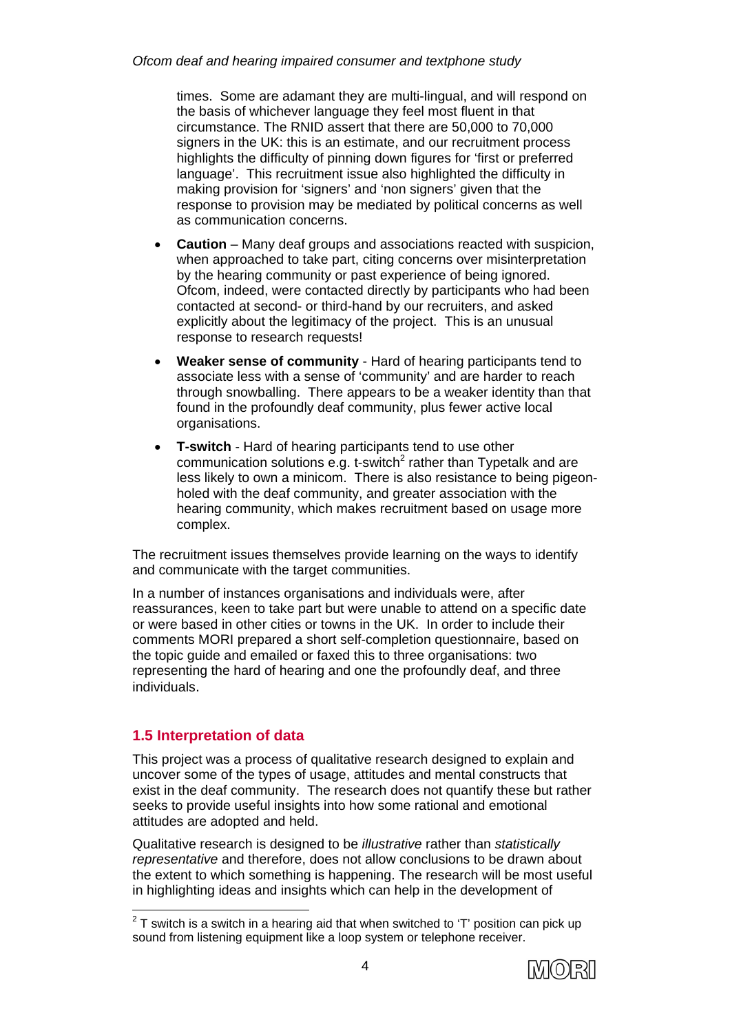times. Some are adamant they are multi-lingual, and will respond on the basis of whichever language they feel most fluent in that circumstance. The RNID assert that there are 50,000 to 70,000 signers in the UK: this is an estimate, and our recruitment process highlights the difficulty of pinning down figures for 'first or preferred language'. This recruitment issue also highlighted the difficulty in making provision for 'signers' and 'non signers' given that the response to provision may be mediated by political concerns as well as communication concerns.

- **Caution** – Many deaf groups and associations reacted with suspicion, when approached to take part, citing concerns over misinterpretation by the hearing community or past experience of being ignored. Ofcom, indeed, were contacted directly by participants who had been contacted at second- or third-hand by our recruiters, and asked explicitly about the legitimacy of the project. This is an unusual response to research requests!
- **Weaker sense of community** - Hard of hearing participants tend to associate less with a sense of 'community' and are harder to reach through snowballing. There appears to be a weaker identity than that found in the profoundly deaf community, plus fewer active local organisations.
- **T-switch** - Hard of hearing participants tend to use other communication solutions e.g. t-switch[2] rather than Typetalk and are less likely to own a minicom. There is also resistance to being pigeon-holed with the deaf community, and greater association with the hearing community, which makes recruitment based on usage more complex.

The recruitment issues themselves provide learning on the ways to identify and communicate with the target communities.

In a number of instances organisations and individuals were, after reassurances, keen to take part but were unable to attend on a specific date or were based in other cities or towns in the UK. In order to include their comments MORI prepared a short self-completion questionnaire, based on the topic guide and emailed or faxed this to three organisations: two representing the hard of hearing and one the profoundly deaf, and three individuals.

## 1.5 Interpretation of data

This project was a process of qualitative research designed to explain and uncover some of the types of usage, attitudes and mental constructs that exist in the deaf community. The research does not quantify these but rather seeks to provide useful insights into how some rational and emotional attitudes are adopted and held.

Qualitative research is designed to be *illustrative* rather than *statistically representative* and therefore, does not allow conclusions to be drawn about the extent to which something is happening. The research will be most useful in highlighting ideas and insights which can help in the development of

[2] T switch is a switch in a hearing aid that when switched to 'T' position can pick up sound from listening equipment like a loop system or telephone receiver.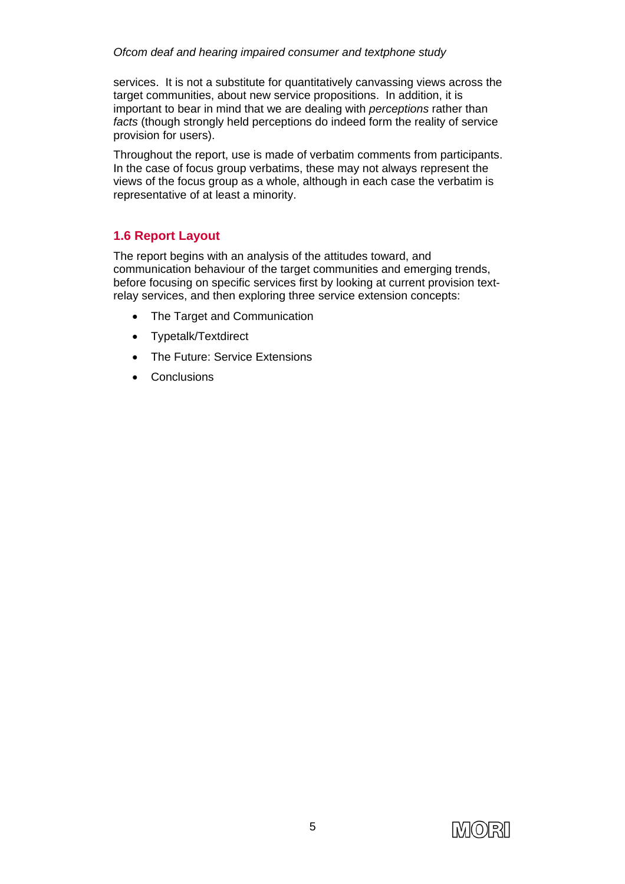services. It is not a substitute for quantitatively canvassing views across the target communities, about new service propositions. In addition, it is important to bear in mind that we are dealing with *perceptions* rather than *facts* (though strongly held perceptions do indeed form the reality of service provision for users).

Throughout the report, use is made of verbatim comments from participants. In the case of focus group verbatims, these may not always represent the views of the focus group as a whole, although in each case the verbatim is representative of at least a minority.

## 1.6 Report Layout

The report begins with an analysis of the attitudes toward, and communication behaviour of the target communities and emerging trends, before focusing on specific services first by looking at current provision text-relay services, and then exploring three service extension concepts:

- The Target and Communication
- Typetalk/Textdirect
- The Future: Service Extensions
- Conclusions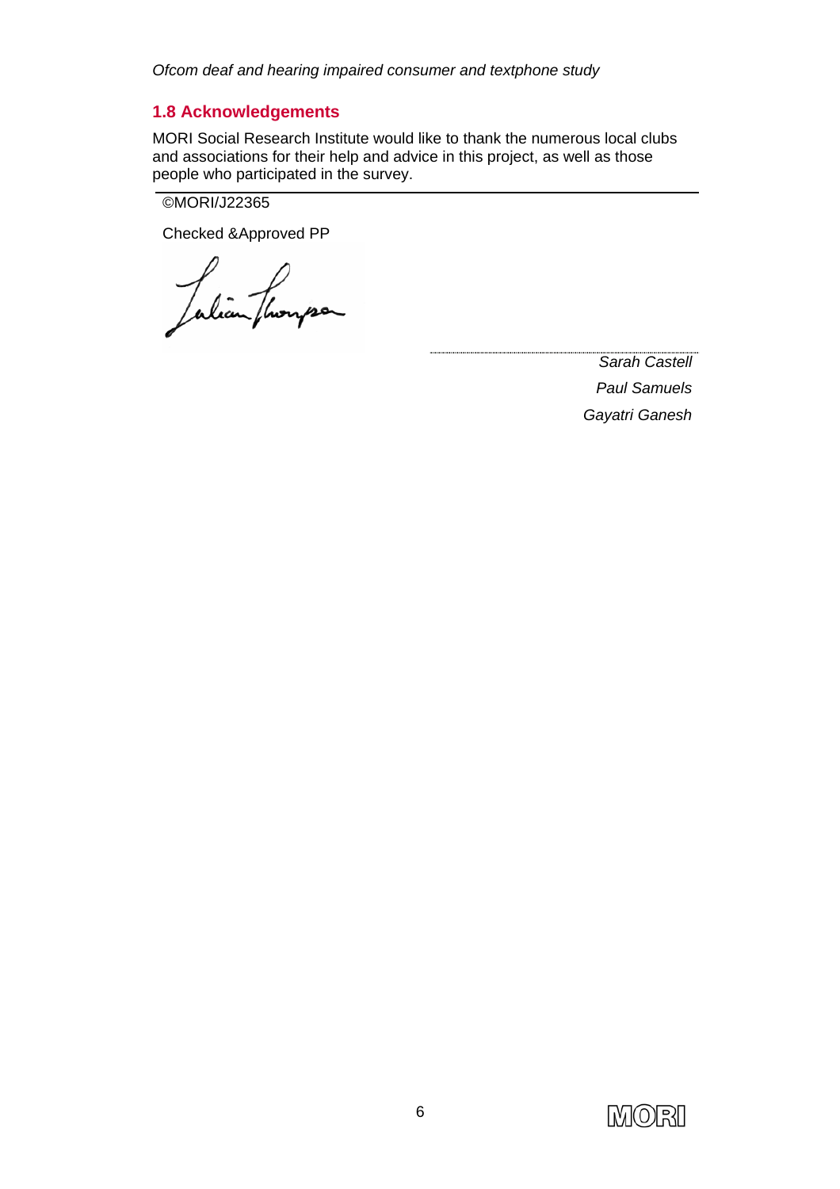## 1.8 Acknowledgements

MORI Social Research Institute would like to thank the numerous local clubs and associations for their help and advice in this project, as well as those people who participated in the survey.

©MORI/J22365

Checked &Approved PP

*Sarah Castell*

*Paul Samuels*

*Gayatri Ganesh*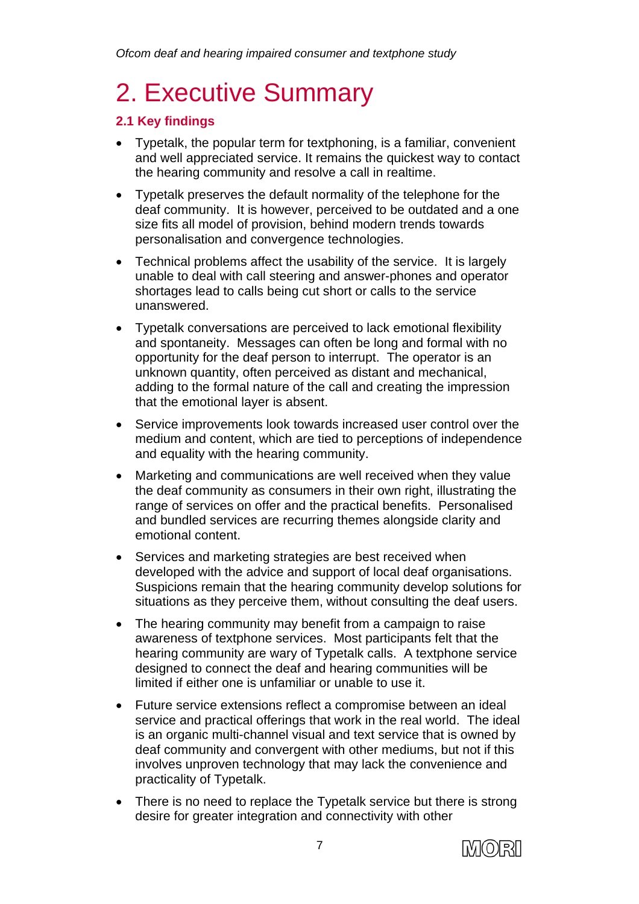# 2. Executive Summary

### 2.1 Key findings

- Typetalk, the popular term for textphoning, is a familiar, convenient and well appreciated service. It remains the quickest way to contact the hearing community and resolve a call in realtime.
- Typetalk preserves the default normality of the telephone for the deaf community. It is however, perceived to be outdated and a one size fits all model of provision, behind modern trends towards personalisation and convergence technologies.
- Technical problems affect the usability of the service. It is largely unable to deal with call steering and answer-phones and operator shortages lead to calls being cut short or calls to the service unanswered.
- Typetalk conversations are perceived to lack emotional flexibility and spontaneity. Messages can often be long and formal with no opportunity for the deaf person to interrupt. The operator is an unknown quantity, often perceived as distant and mechanical, adding to the formal nature of the call and creating the impression that the emotional layer is absent.
- Service improvements look towards increased user control over the medium and content, which are tied to perceptions of independence and equality with the hearing community.
- Marketing and communications are well received when they value the deaf community as consumers in their own right, illustrating the range of services on offer and the practical benefits. Personalised and bundled services are recurring themes alongside clarity and emotional content.
- Services and marketing strategies are best received when developed with the advice and support of local deaf organisations. Suspicions remain that the hearing community develop solutions for situations as they perceive them, without consulting the deaf users.
- The hearing community may benefit from a campaign to raise awareness of textphone services. Most participants felt that the hearing community are wary of Typetalk calls. A textphone service designed to connect the deaf and hearing communities will be limited if either one is unfamiliar or unable to use it.
- Future service extensions reflect a compromise between an ideal service and practical offerings that work in the real world. The ideal is an organic multi-channel visual and text service that is owned by deaf community and convergent with other mediums, but not if this involves unproven technology that may lack the convenience and practicality of Typetalk.
- There is no need to replace the Typetalk service but there is strong desire for greater integration and connectivity with other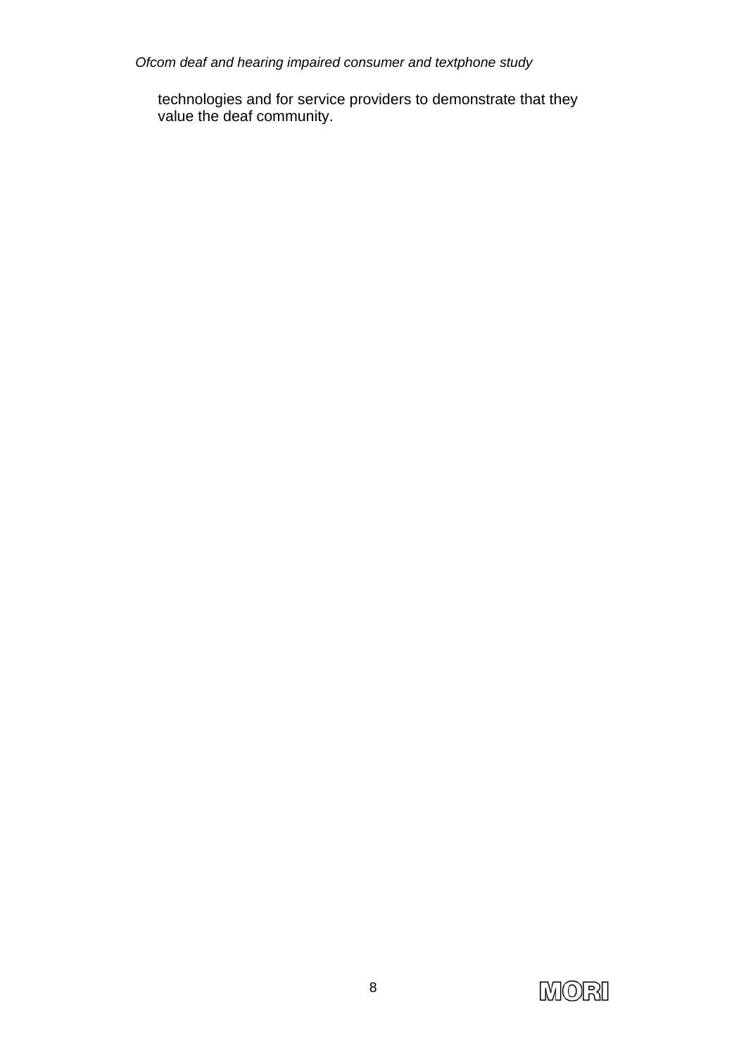technologies and for service providers to demonstrate that they value the deaf community.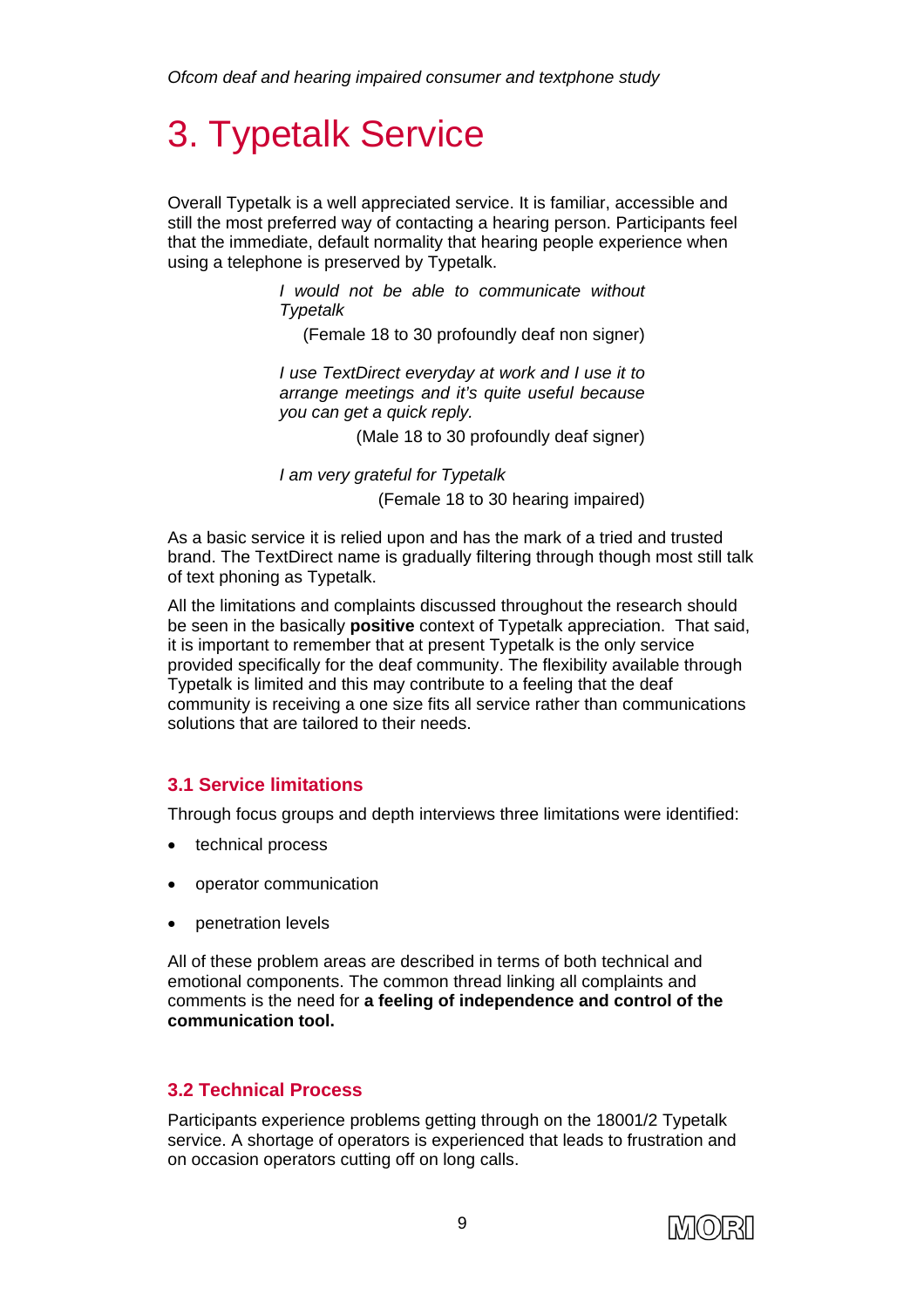# 3. Typetalk Service

Overall Typetalk is a well appreciated service. It is familiar, accessible and still the most preferred way of contacting a hearing person. Participants feel that the immediate, default normality that hearing people experience when using a telephone is preserved by Typetalk.

> *I would not be able to communicate without Typetalk*
>
> (Female 18 to 30 profoundly deaf non signer)

> *I use TextDirect everyday at work and I use it to arrange meetings and it's quite useful because you can get a quick reply.*
>
> (Male 18 to 30 profoundly deaf signer)

> *I am very grateful for Typetalk*
>
> (Female 18 to 30 hearing impaired)

As a basic service it is relied upon and has the mark of a tried and trusted brand. The TextDirect name is gradually filtering through though most still talk of text phoning as Typetalk.

All the limitations and complaints discussed throughout the research should be seen in the basically **positive** context of Typetalk appreciation. That said, it is important to remember that at present Typetalk is the only service provided specifically for the deaf community. The flexibility available through Typetalk is limited and this may contribute to a feeling that the deaf community is receiving a one size fits all service rather than communications solutions that are tailored to their needs.

## 3.1 Service limitations

Through focus groups and depth interviews three limitations were identified:

- technical process
- operator communication
- penetration levels

All of these problem areas are described in terms of both technical and emotional components. The common thread linking all complaints and comments is the need for **a feeling of independence and control of the communication tool.**

## 3.2 Technical Process

Participants experience problems getting through on the 18001/2 Typetalk service. A shortage of operators is experienced that leads to frustration and on occasion operators cutting off on long calls.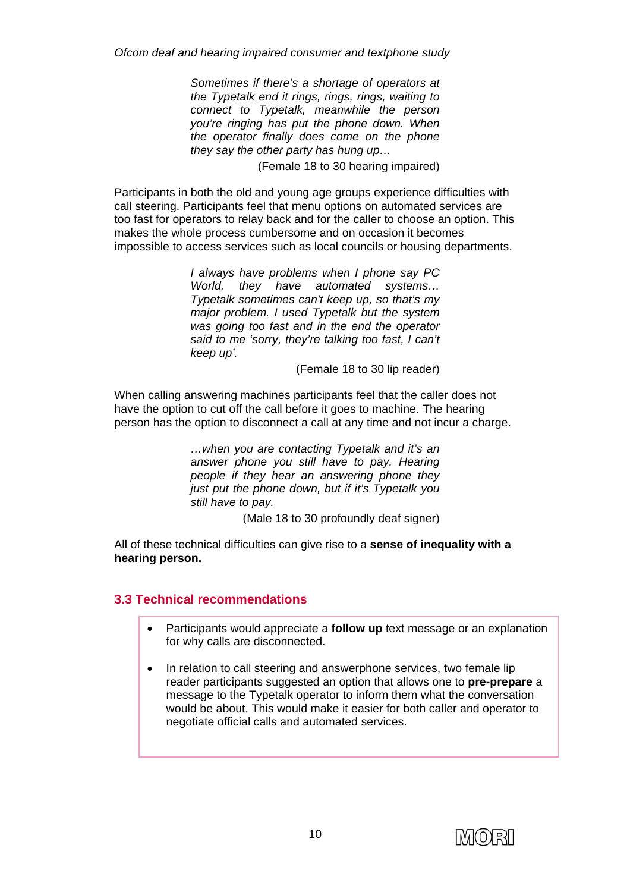> *Sometimes if there's a shortage of operators at the Typetalk end it rings, rings, rings, waiting to connect to Typetalk, meanwhile the person you're ringing has put the phone down. When the operator finally does come on the phone they say the other party has hung up…*
>
> (Female 18 to 30 hearing impaired)

Participants in both the old and young age groups experience difficulties with call steering. Participants feel that menu options on automated services are too fast for operators to relay back and for the caller to choose an option. This makes the whole process cumbersome and on occasion it becomes impossible to access services such as local councils or housing departments.

> *I always have problems when I phone say PC World, they have automated systems… Typetalk sometimes can't keep up, so that's my major problem. I used Typetalk but the system was going too fast and in the end the operator said to me 'sorry, they're talking too fast, I can't keep up'.*
>
> (Female 18 to 30 lip reader)

When calling answering machines participants feel that the caller does not have the option to cut off the call before it goes to machine. The hearing person has the option to disconnect a call at any time and not incur a charge.

> *…when you are contacting Typetalk and it's an answer phone you still have to pay. Hearing people if they hear an answering phone they just put the phone down, but if it's Typetalk you still have to pay.*
>
> (Male 18 to 30 profoundly deaf signer)

All of these technical difficulties can give rise to a **sense of inequality with a hearing person.**

## 3.3 Technical recommendations

- Participants would appreciate a **follow up** text message or an explanation for why calls are disconnected.
- In relation to call steering and answerphone services, two female lip reader participants suggested an option that allows one to **pre-prepare** a message to the Typetalk operator to inform them what the conversation would be about. This would make it easier for both caller and operator to negotiate official calls and automated services.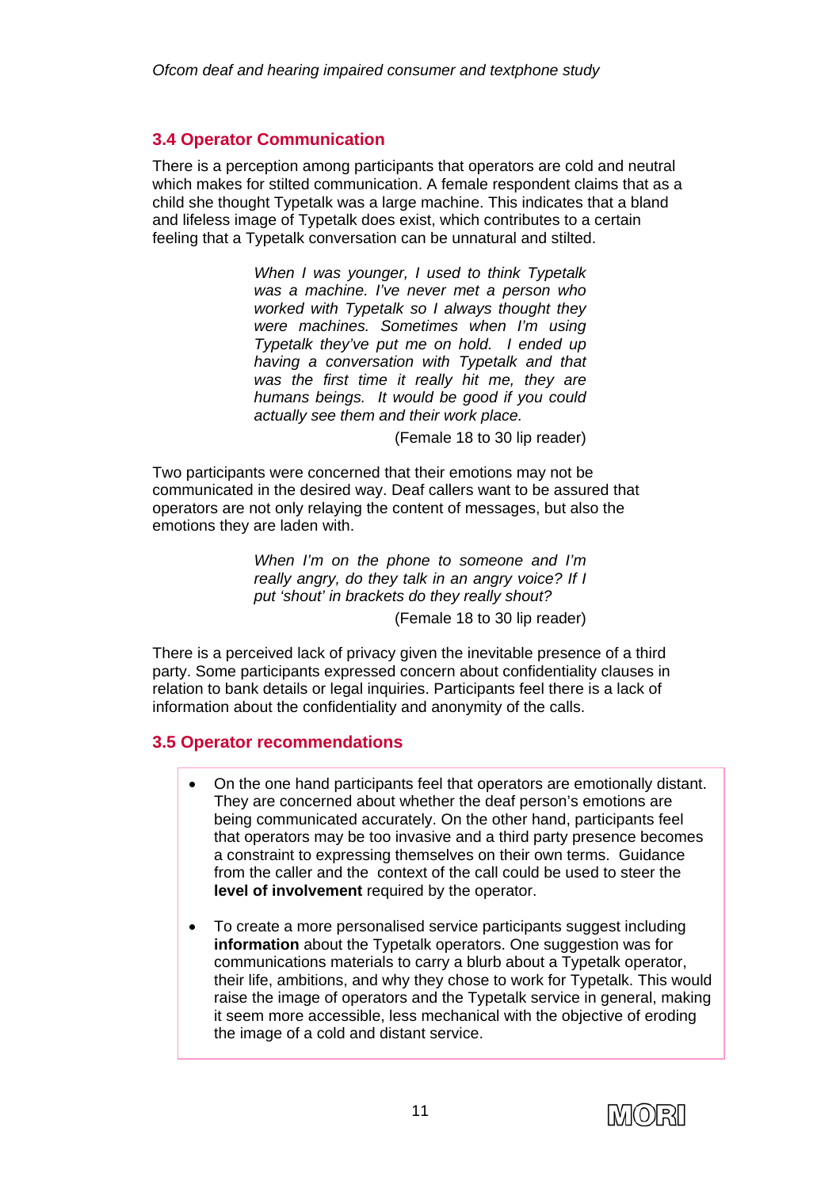## 3.4 Operator Communication

There is a perception among participants that operators are cold and neutral which makes for stilted communication. A female respondent claims that as a child she thought Typetalk was a large machine. This indicates that a bland and lifeless image of Typetalk does exist, which contributes to a certain feeling that a Typetalk conversation can be unnatural and stilted.

> *When I was younger, I used to think Typetalk was a machine. I've never met a person who worked with Typetalk so I always thought they were machines. Sometimes when I'm using Typetalk they've put me on hold. I ended up having a conversation with Typetalk and that was the first time it really hit me, they are humans beings. It would be good if you could actually see them and their work place.*
>
> (Female 18 to 30 lip reader)

Two participants were concerned that their emotions may not be communicated in the desired way. Deaf callers want to be assured that operators are not only relaying the content of messages, but also the emotions they are laden with.

> *When I'm on the phone to someone and I'm really angry, do they talk in an angry voice? If I put 'shout' in brackets do they really shout?*
>
> (Female 18 to 30 lip reader)

There is a perceived lack of privacy given the inevitable presence of a third party. Some participants expressed concern about confidentiality clauses in relation to bank details or legal inquiries. Participants feel there is a lack of information about the confidentiality and anonymity of the calls.

## 3.5 Operator recommendations

- On the one hand participants feel that operators are emotionally distant. They are concerned about whether the deaf person's emotions are being communicated accurately. On the other hand, participants feel that operators may be too invasive and a third party presence becomes a constraint to expressing themselves on their own terms. Guidance from the caller and the context of the call could be used to steer the **level of involvement** required by the operator.

- To create a more personalised service participants suggest including **information** about the Typetalk operators. One suggestion was for communications materials to carry a blurb about a Typetalk operator, their life, ambitions, and why they chose to work for Typetalk. This would raise the image of operators and the Typetalk service in general, making it seem more accessible, less mechanical with the objective of eroding the image of a cold and distant service.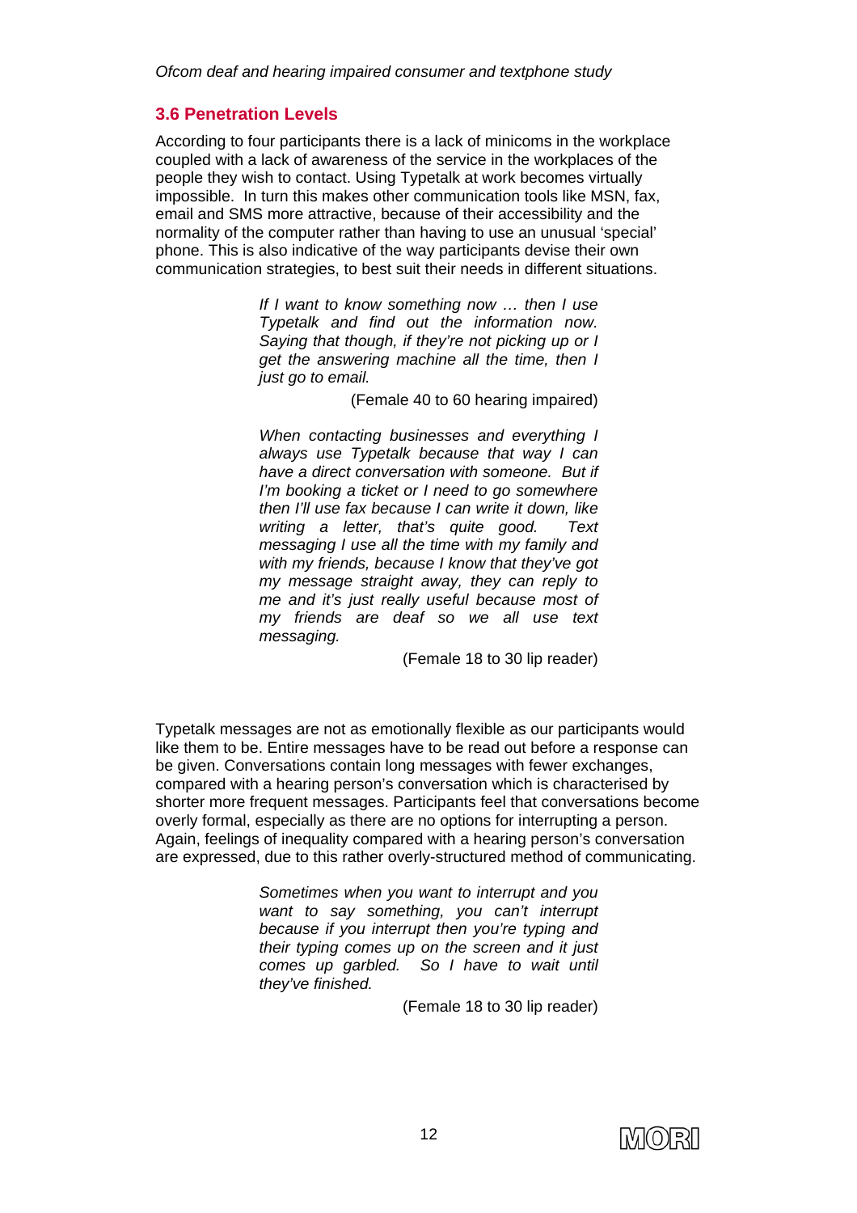### 3.6 Penetration Levels

According to four participants there is a lack of minicoms in the workplace coupled with a lack of awareness of the service in the workplaces of the people they wish to contact. Using Typetalk at work becomes virtually impossible. In turn this makes other communication tools like MSN, fax, email and SMS more attractive, because of their accessibility and the normality of the computer rather than having to use an unusual 'special' phone. This is also indicative of the way participants devise their own communication strategies, to best suit their needs in different situations.

> *If I want to know something now … then I use Typetalk and find out the information now. Saying that though, if they're not picking up or I get the answering machine all the time, then I just go to email.*
>
> (Female 40 to 60 hearing impaired)

> *When contacting businesses and everything I always use Typetalk because that way I can have a direct conversation with someone. But if I'm booking a ticket or I need to go somewhere then I'll use fax because I can write it down, like writing a letter, that's quite good. Text messaging I use all the time with my family and with my friends, because I know that they've got my message straight away, they can reply to me and it's just really useful because most of my friends are deaf so we all use text messaging.*
>
> (Female 18 to 30 lip reader)

Typetalk messages are not as emotionally flexible as our participants would like them to be. Entire messages have to be read out before a response can be given. Conversations contain long messages with fewer exchanges, compared with a hearing person's conversation which is characterised by shorter more frequent messages. Participants feel that conversations become overly formal, especially as there are no options for interrupting a person. Again, feelings of inequality compared with a hearing person's conversation are expressed, due to this rather overly-structured method of communicating.

> *Sometimes when you want to interrupt and you want to say something, you can't interrupt because if you interrupt then you're typing and their typing comes up on the screen and it just comes up garbled. So I have to wait until they've finished.*
>
> (Female 18 to 30 lip reader)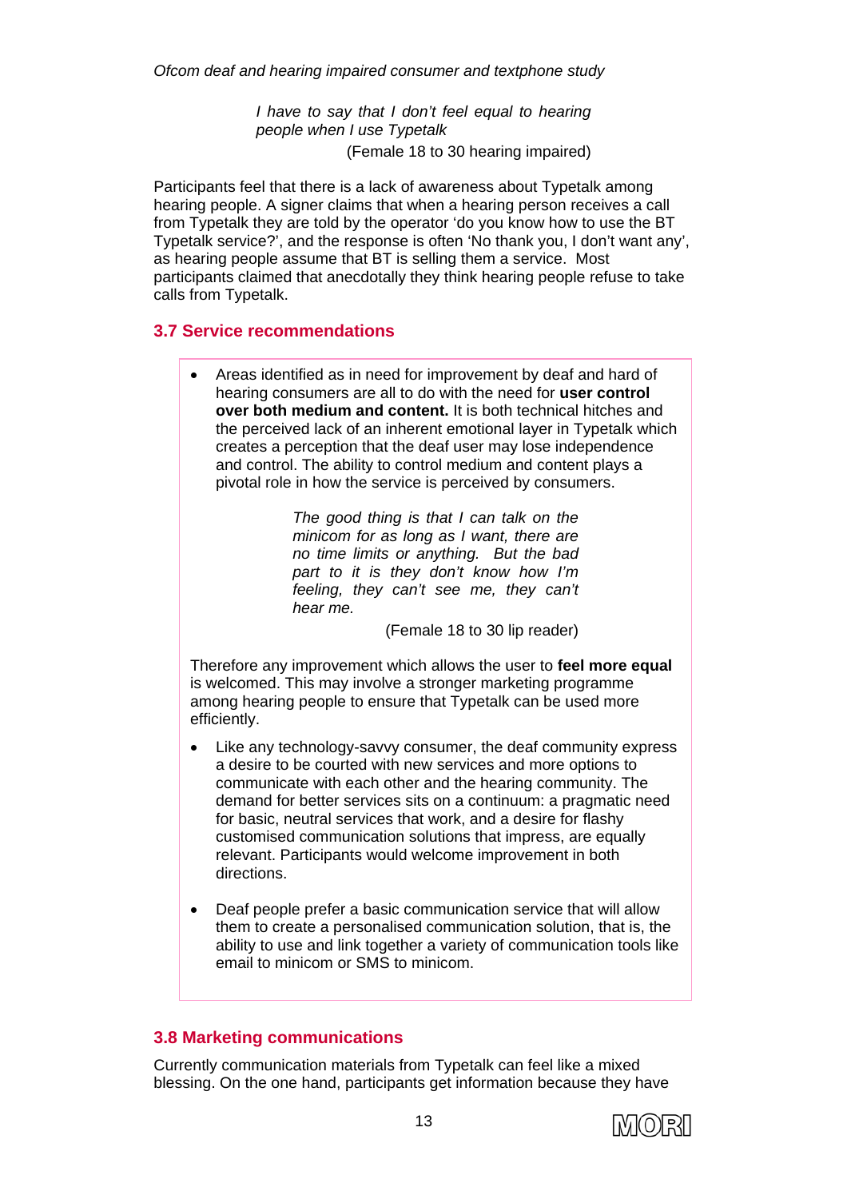*I have to say that I don't feel equal to hearing people when I use Typetalk*

(Female 18 to 30 hearing impaired)

Participants feel that there is a lack of awareness about Typetalk among hearing people. A signer claims that when a hearing person receives a call from Typetalk they are told by the operator 'do you know how to use the BT Typetalk service?', and the response is often 'No thank you, I don't want any', as hearing people assume that BT is selling them a service. Most participants claimed that anecdotally they think hearing people refuse to take calls from Typetalk.

## 3.7 Service recommendations

- Areas identified as in need for improvement by deaf and hard of hearing consumers are all to do with the need for **user control over both medium and content.** It is both technical hitches and the perceived lack of an inherent emotional layer in Typetalk which creates a perception that the deaf user may lose independence and control. The ability to control medium and content plays a pivotal role in how the service is perceived by consumers.

  *The good thing is that I can talk on the minicom for as long as I want, there are no time limits or anything. But the bad part to it is they don't know how I'm feeling, they can't see me, they can't hear me.*

  (Female 18 to 30 lip reader)

Therefore any improvement which allows the user to **feel more equal** is welcomed. This may involve a stronger marketing programme among hearing people to ensure that Typetalk can be used more efficiently.

- Like any technology-savvy consumer, the deaf community express a desire to be courted with new services and more options to communicate with each other and the hearing community. The demand for better services sits on a continuum: a pragmatic need for basic, neutral services that work, and a desire for flashy customised communication solutions that impress, are equally relevant. Participants would welcome improvement in both directions.

- Deaf people prefer a basic communication service that will allow them to create a personalised communication solution, that is, the ability to use and link together a variety of communication tools like email to minicom or SMS to minicom.

## 3.8 Marketing communications

Currently communication materials from Typetalk can feel like a mixed blessing. On the one hand, participants get information because they have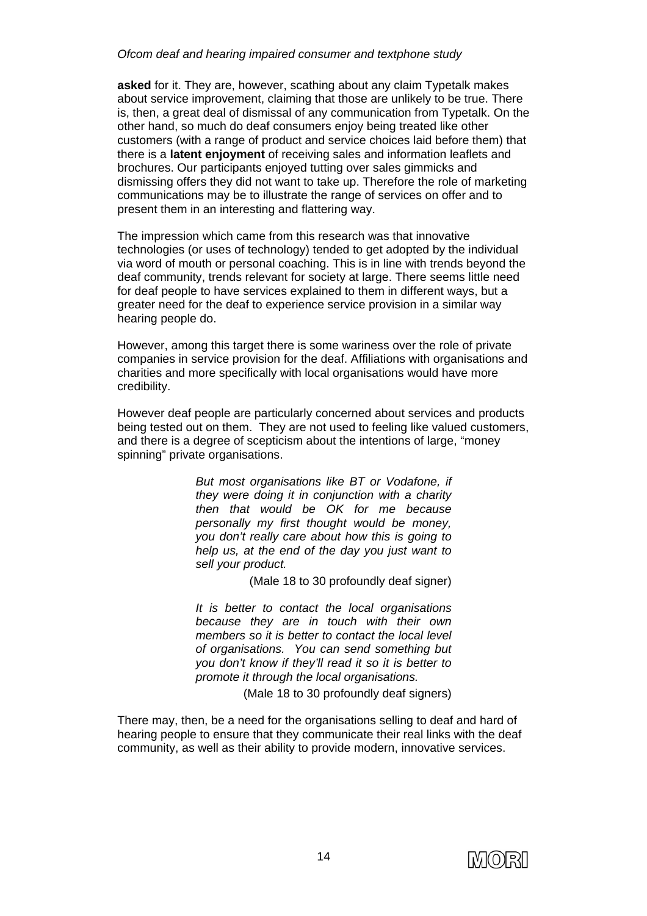**asked** for it. They are, however, scathing about any claim Typetalk makes about service improvement, claiming that those are unlikely to be true. There is, then, a great deal of dismissal of any communication from Typetalk. On the other hand, so much do deaf consumers enjoy being treated like other customers (with a range of product and service choices laid before them) that there is a **latent enjoyment** of receiving sales and information leaflets and brochures. Our participants enjoyed tutting over sales gimmicks and dismissing offers they did not want to take up. Therefore the role of marketing communications may be to illustrate the range of services on offer and to present them in an interesting and flattering way.

The impression which came from this research was that innovative technologies (or uses of technology) tended to get adopted by the individual via word of mouth or personal coaching. This is in line with trends beyond the deaf community, trends relevant for society at large. There seems little need for deaf people to have services explained to them in different ways, but a greater need for the deaf to experience service provision in a similar way hearing people do.

However, among this target there is some wariness over the role of private companies in service provision for the deaf. Affiliations with organisations and charities and more specifically with local organisations would have more credibility.

However deaf people are particularly concerned about services and products being tested out on them. They are not used to feeling like valued customers, and there is a degree of scepticism about the intentions of large, "money spinning" private organisations.

> *But most organisations like BT or Vodafone, if they were doing it in conjunction with a charity then that would be OK for me because personally my first thought would be money, you don't really care about how this is going to help us, at the end of the day you just want to sell your product.*
>
> (Male 18 to 30 profoundly deaf signer)

> *It is better to contact the local organisations because they are in touch with their own members so it is better to contact the local level of organisations. You can send something but you don't know if they'll read it so it is better to promote it through the local organisations.*
>
> (Male 18 to 30 profoundly deaf signers)

There may, then, be a need for the organisations selling to deaf and hard of hearing people to ensure that they communicate their real links with the deaf community, as well as their ability to provide modern, innovative services.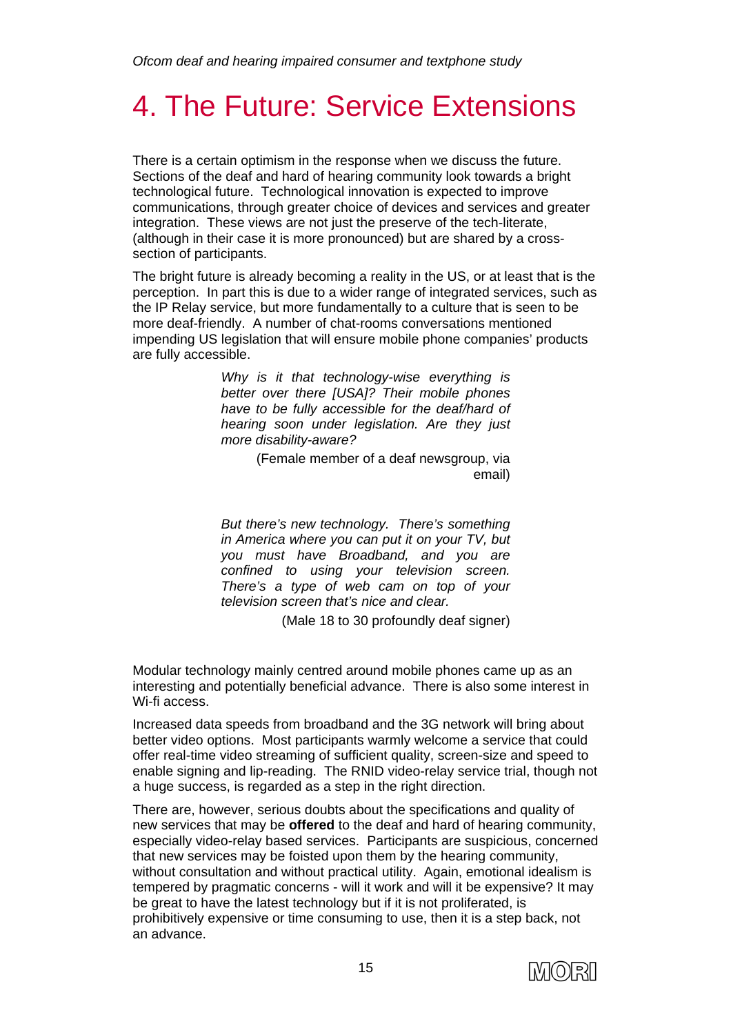# 4. The Future: Service Extensions

There is a certain optimism in the response when we discuss the future. Sections of the deaf and hard of hearing community look towards a bright technological future. Technological innovation is expected to improve communications, through greater choice of devices and services and greater integration. These views are not just the preserve of the tech-literate, (although in their case it is more pronounced) but are shared by a cross-section of participants.

The bright future is already becoming a reality in the US, or at least that is the perception. In part this is due to a wider range of integrated services, such as the IP Relay service, but more fundamentally to a culture that is seen to be more deaf-friendly. A number of chat-rooms conversations mentioned impending US legislation that will ensure mobile phone companies' products are fully accessible.

> *Why is it that technology-wise everything is better over there [USA]? Their mobile phones have to be fully accessible for the deaf/hard of hearing soon under legislation. Are they just more disability-aware?*
>
> (Female member of a deaf newsgroup, via email)

> *But there's new technology. There's something in America where you can put it on your TV, but you must have Broadband, and you are confined to using your television screen. There's a type of web cam on top of your television screen that's nice and clear.*
>
> (Male 18 to 30 profoundly deaf signer)

Modular technology mainly centred around mobile phones came up as an interesting and potentially beneficial advance. There is also some interest in Wi-fi access.

Increased data speeds from broadband and the 3G network will bring about better video options. Most participants warmly welcome a service that could offer real-time video streaming of sufficient quality, screen-size and speed to enable signing and lip-reading. The RNID video-relay service trial, though not a huge success, is regarded as a step in the right direction.

There are, however, serious doubts about the specifications and quality of new services that may be **offered** to the deaf and hard of hearing community, especially video-relay based services. Participants are suspicious, concerned that new services may be foisted upon them by the hearing community, without consultation and without practical utility. Again, emotional idealism is tempered by pragmatic concerns - will it work and will it be expensive? It may be great to have the latest technology but if it is not proliferated, is prohibitively expensive or time consuming to use, then it is a step back, not an advance.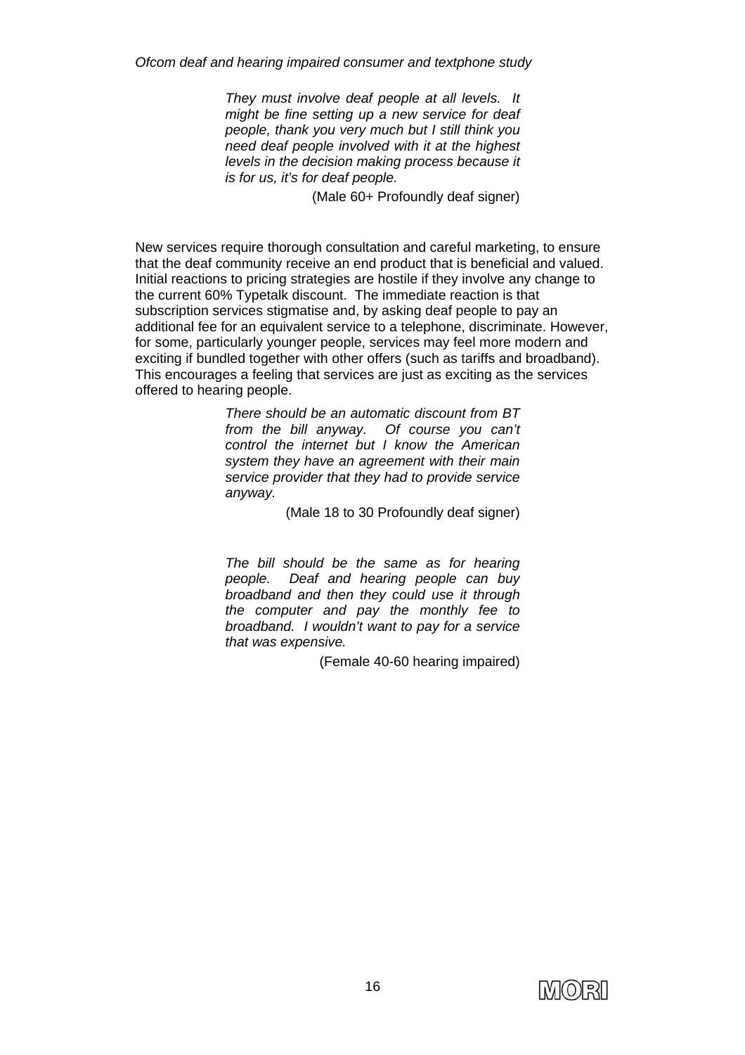> *They must involve deaf people at all levels. It might be fine setting up a new service for deaf people, thank you very much but I still think you need deaf people involved with it at the highest levels in the decision making process because it is for us, it's for deaf people.*
>
> (Male 60+ Profoundly deaf signer)

New services require thorough consultation and careful marketing, to ensure that the deaf community receive an end product that is beneficial and valued. Initial reactions to pricing strategies are hostile if they involve any change to the current 60% Typetalk discount. The immediate reaction is that subscription services stigmatise and, by asking deaf people to pay an additional fee for an equivalent service to a telephone, discriminate. However, for some, particularly younger people, services may feel more modern and exciting if bundled together with other offers (such as tariffs and broadband). This encourages a feeling that services are just as exciting as the services offered to hearing people.

> *There should be an automatic discount from BT from the bill anyway. Of course you can't control the internet but I know the American system they have an agreement with their main service provider that they had to provide service anyway.*
>
> (Male 18 to 30 Profoundly deaf signer)

> *The bill should be the same as for hearing people. Deaf and hearing people can buy broadband and then they could use it through the computer and pay the monthly fee to broadband. I wouldn't want to pay for a service that was expensive.*
>
> (Female 40-60 hearing impaired)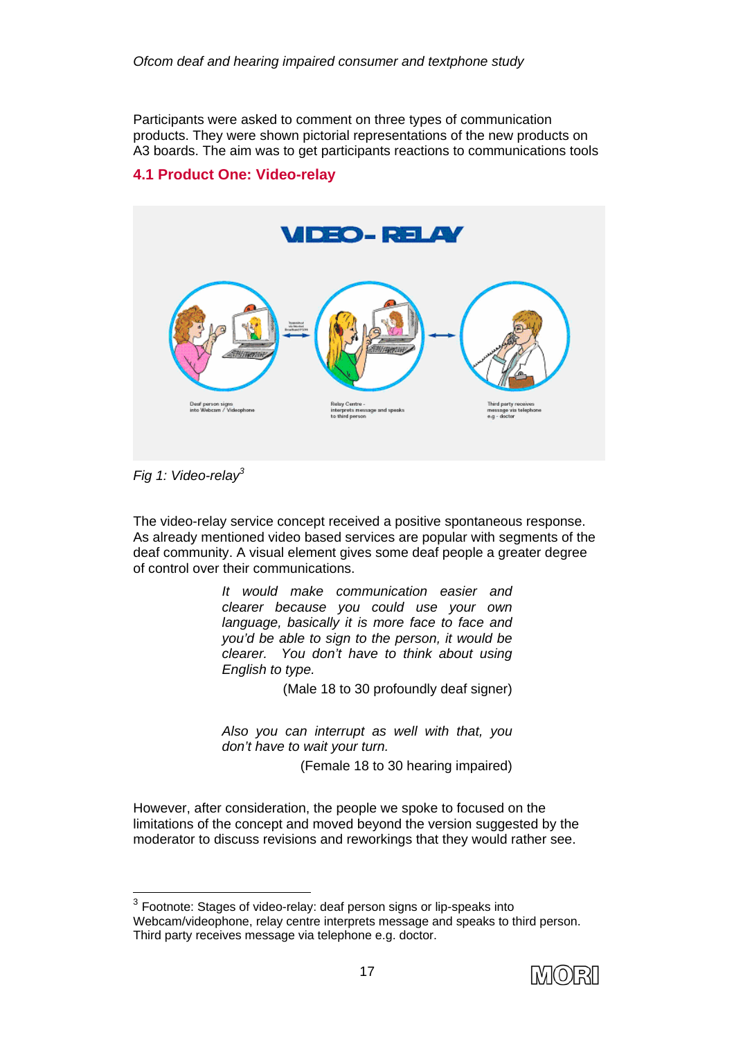Participants were asked to comment on three types of communication products. They were shown pictorial representations of the new products on A3 boards. The aim was to get participants reactions to communications tools

## 4.1 Product One: Video-relay

*Fig 1: Video-relay*[3]

The video-relay service concept received a positive spontaneous response. As already mentioned video based services are popular with segments of the deaf community. A visual element gives some deaf people a greater degree of control over their communications.

> *It would make communication easier and clearer because you could use your own language, basically it is more face to face and you'd be able to sign to the person, it would be clearer. You don't have to think about using English to type.*
>
> (Male 18 to 30 profoundly deaf signer)

> *Also you can interrupt as well with that, you don't have to wait your turn.*
>
> (Female 18 to 30 hearing impaired)

However, after consideration, the people we spoke to focused on the limitations of the concept and moved beyond the version suggested by the moderator to discuss revisions and reworkings that they would rather see.

---

[3] Footnote: Stages of video-relay: deaf person signs or lip-speaks into Webcam/videophone, relay centre interprets message and speaks to third person. Third party receives message via telephone e.g. doctor.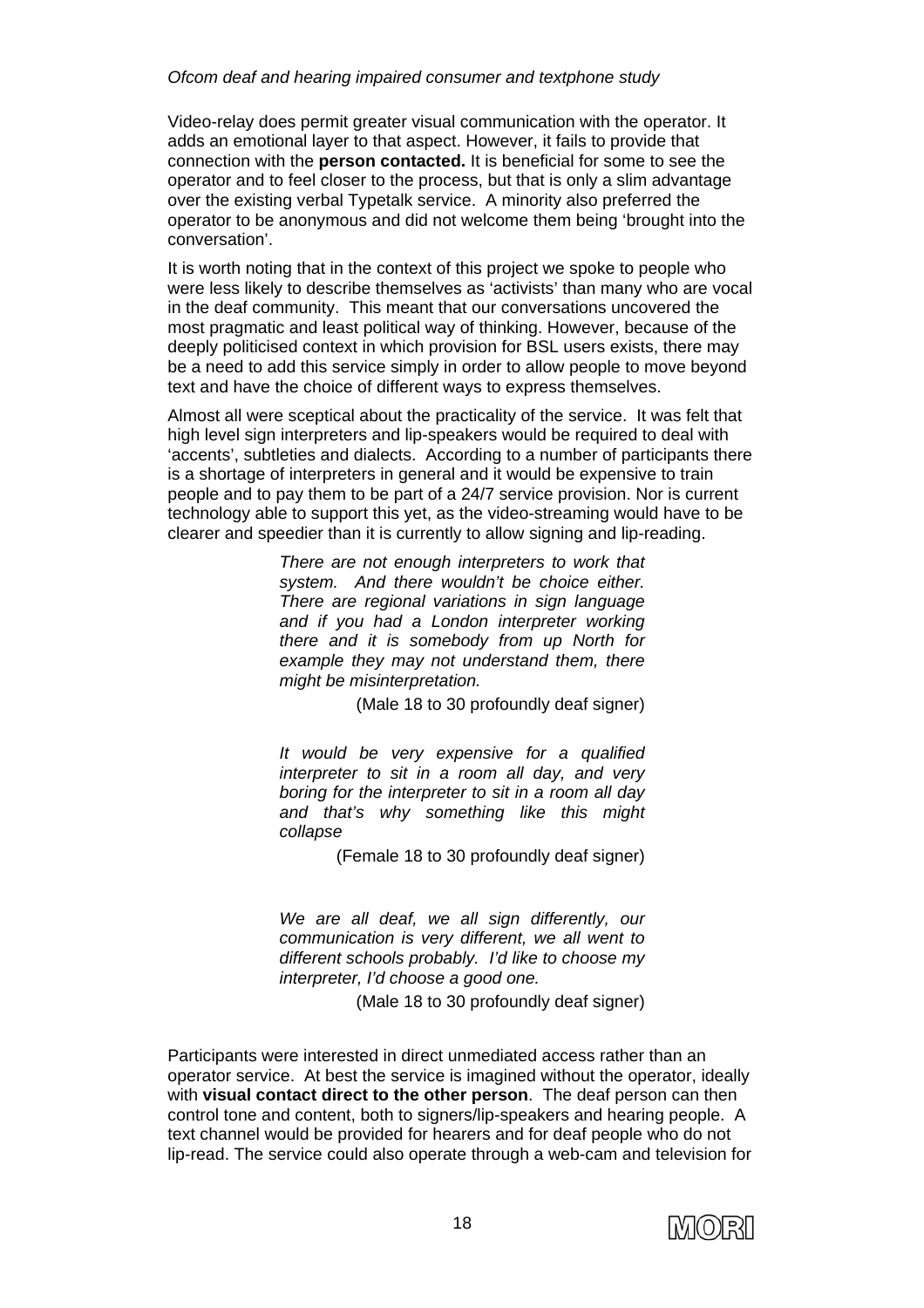Video-relay does permit greater visual communication with the operator. It adds an emotional layer to that aspect. However, it fails to provide that connection with the **person contacted.** It is beneficial for some to see the operator and to feel closer to the process, but that is only a slim advantage over the existing verbal Typetalk service. A minority also preferred the operator to be anonymous and did not welcome them being 'brought into the conversation'.

It is worth noting that in the context of this project we spoke to people who were less likely to describe themselves as 'activists' than many who are vocal in the deaf community. This meant that our conversations uncovered the most pragmatic and least political way of thinking. However, because of the deeply politicised context in which provision for BSL users exists, there may be a need to add this service simply in order to allow people to move beyond text and have the choice of different ways to express themselves.

Almost all were sceptical about the practicality of the service. It was felt that high level sign interpreters and lip-speakers would be required to deal with 'accents', subtleties and dialects. According to a number of participants there is a shortage of interpreters in general and it would be expensive to train people and to pay them to be part of a 24/7 service provision. Nor is current technology able to support this yet, as the video-streaming would have to be clearer and speedier than it is currently to allow signing and lip-reading.

> *There are not enough interpreters to work that system. And there wouldn't be choice either. There are regional variations in sign language and if you had a London interpreter working there and it is somebody from up North for example they may not understand them, there might be misinterpretation.*
>
> (Male 18 to 30 profoundly deaf signer)

> *It would be very expensive for a qualified interpreter to sit in a room all day, and very boring for the interpreter to sit in a room all day and that's why something like this might collapse*
>
> (Female 18 to 30 profoundly deaf signer)

> *We are all deaf, we all sign differently, our communication is very different, we all went to different schools probably. I'd like to choose my interpreter, I'd choose a good one.*
>
> (Male 18 to 30 profoundly deaf signer)

Participants were interested in direct unmediated access rather than an operator service. At best the service is imagined without the operator, ideally with **visual contact direct to the other person**. The deaf person can then control tone and content, both to signers/lip-speakers and hearing people. A text channel would be provided for hearers and for deaf people who do not lip-read. The service could also operate through a web-cam and television for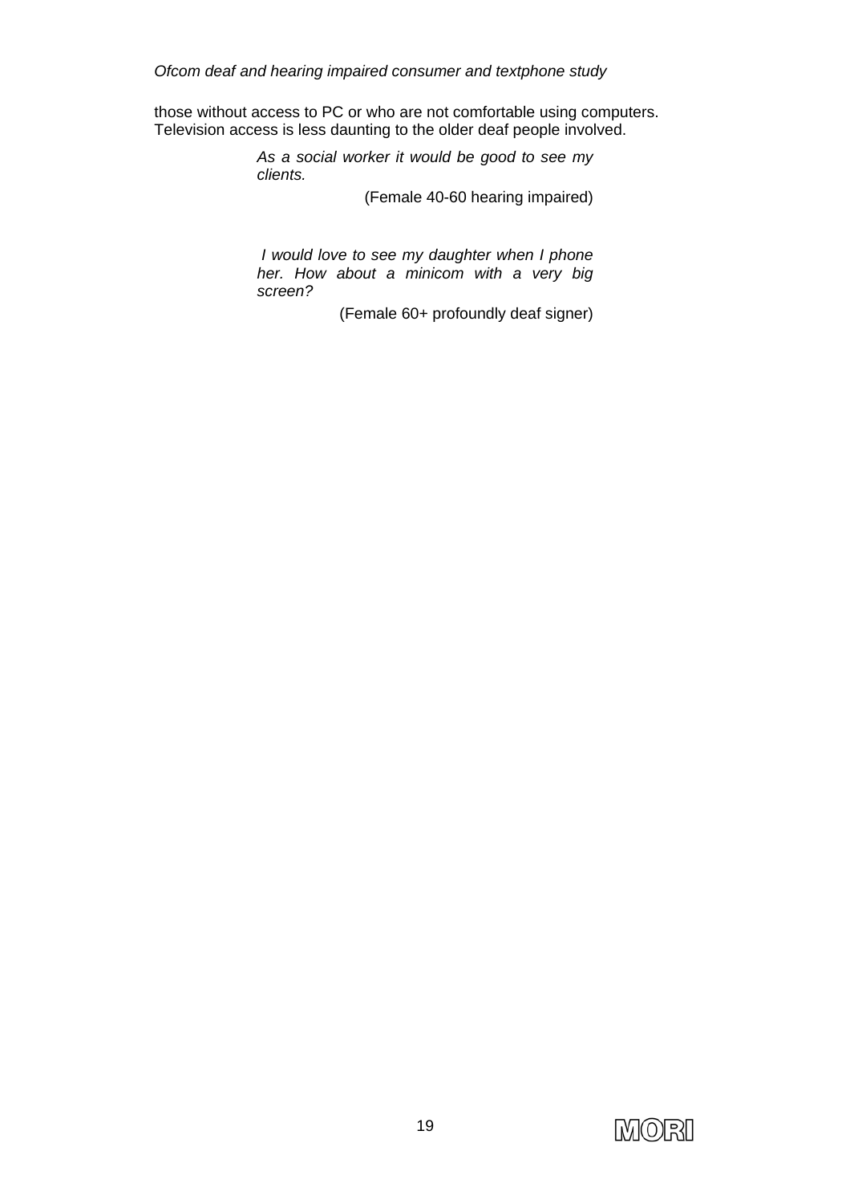those without access to PC or who are not comfortable using computers. Television access is less daunting to the older deaf people involved.

> *As a social worker it would be good to see my clients.*
>
> (Female 40-60 hearing impaired)

> *I would love to see my daughter when I phone her. How about a minicom with a very big screen?*
>
> (Female 60+ profoundly deaf signer)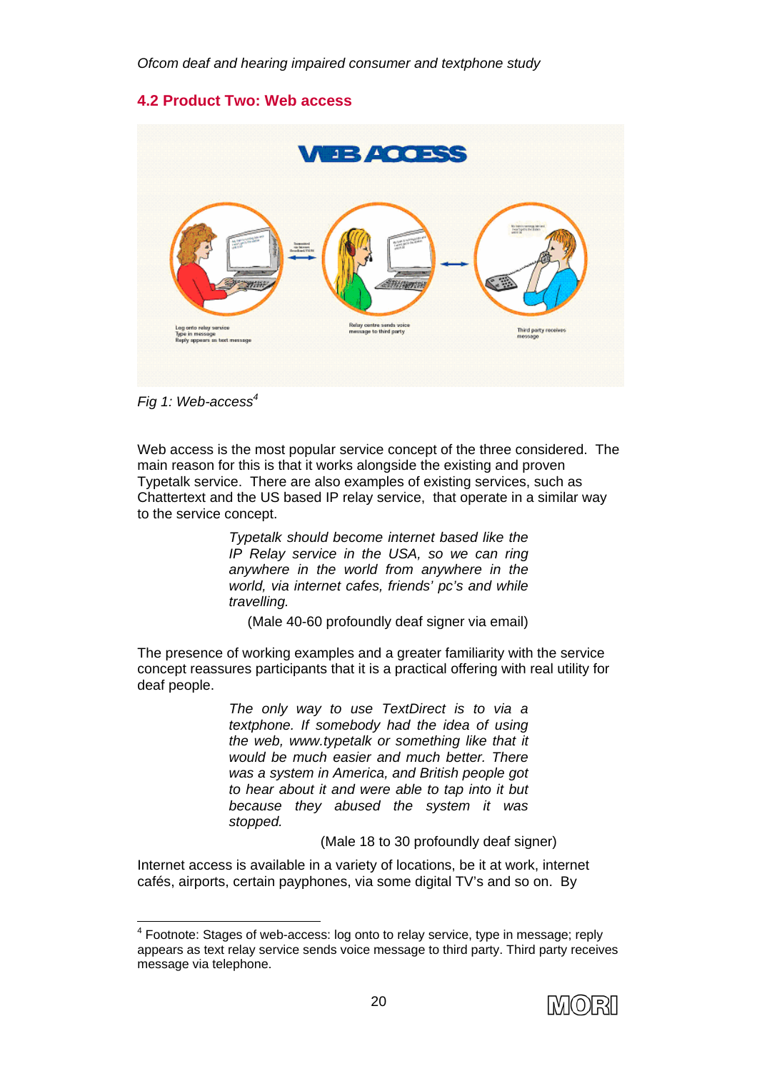## 4.2 Product Two: Web access

Fig 1: Web-access[4]

Web access is the most popular service concept of the three considered. The main reason for this is that it works alongside the existing and proven Typetalk service. There are also examples of existing services, such as Chattertext and the US based IP relay service, that operate in a similar way to the service concept.

> *Typetalk should become internet based like the IP Relay service in the USA, so we can ring anywhere in the world from anywhere in the world, via internet cafes, friends' pc's and while travelling.*
>
> (Male 40-60 profoundly deaf signer via email)

The presence of working examples and a greater familiarity with the service concept reassures participants that it is a practical offering with real utility for deaf people.

> *The only way to use TextDirect is to via a textphone. If somebody had the idea of using the web, www.typetalk or something like that it would be much easier and much better. There was a system in America, and British people got to hear about it and were able to tap into it but because they abused the system it was stopped.*
>
> (Male 18 to 30 profoundly deaf signer)

Internet access is available in a variety of locations, be it at work, internet cafés, airports, certain payphones, via some digital TV's and so on. By

---

[4] Footnote: Stages of web-access: log onto to relay service, type in message; reply appears as text relay service sends voice message to third party. Third party receives message via telephone.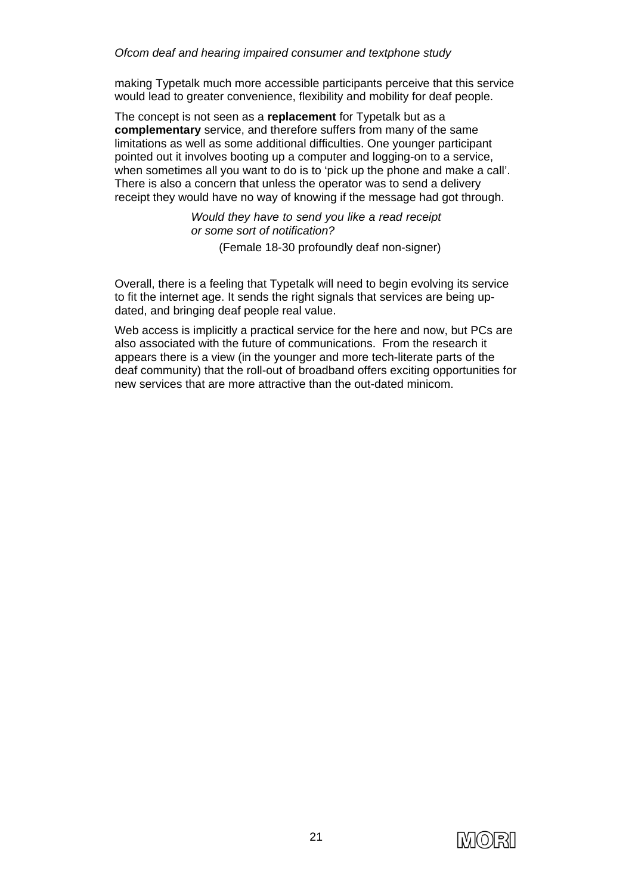making Typetalk much more accessible participants perceive that this service would lead to greater convenience, flexibility and mobility for deaf people.

The concept is not seen as a **replacement** for Typetalk but as a **complementary** service, and therefore suffers from many of the same limitations as well as some additional difficulties. One younger participant pointed out it involves booting up a computer and logging-on to a service, when sometimes all you want to do is to 'pick up the phone and make a call'. There is also a concern that unless the operator was to send a delivery receipt they would have no way of knowing if the message had got through.

> *Would they have to send you like a read receipt or some sort of notification?*
>
> (Female 18-30 profoundly deaf non-signer)

Overall, there is a feeling that Typetalk will need to begin evolving its service to fit the internet age. It sends the right signals that services are being up-dated, and bringing deaf people real value.

Web access is implicitly a practical service for the here and now, but PCs are also associated with the future of communications. From the research it appears there is a view (in the younger and more tech-literate parts of the deaf community) that the roll-out of broadband offers exciting opportunities for new services that are more attractive than the out-dated minicom.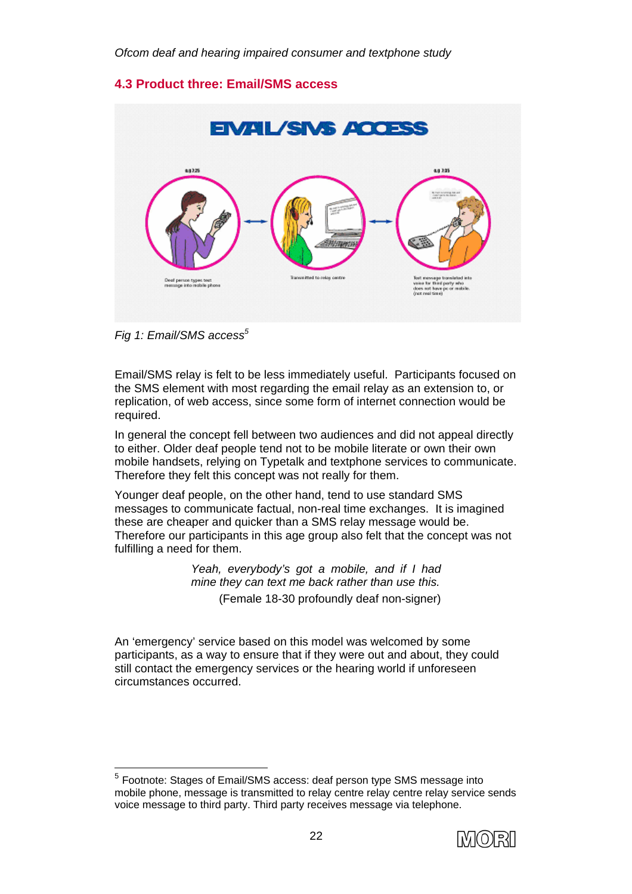## 4.3 Product three: Email/SMS access

Fig 1: Email/SMS access[5]

Email/SMS relay is felt to be less immediately useful. Participants focused on the SMS element with most regarding the email relay as an extension to, or replication, of web access, since some form of internet connection would be required.

In general the concept fell between two audiences and did not appeal directly to either. Older deaf people tend not to be mobile literate or own their own mobile handsets, relying on Typetalk and textphone services to communicate. Therefore they felt this concept was not really for them.

Younger deaf people, on the other hand, tend to use standard SMS messages to communicate factual, non-real time exchanges. It is imagined these are cheaper and quicker than a SMS relay message would be. Therefore our participants in this age group also felt that the concept was not fulfilling a need for them.

> *Yeah, everybody's got a mobile, and if I had mine they can text me back rather than use this.*
>
> (Female 18-30 profoundly deaf non-signer)

An 'emergency' service based on this model was welcomed by some participants, as a way to ensure that if they were out and about, they could still contact the emergency services or the hearing world if unforeseen circumstances occurred.

---

[5] Footnote: Stages of Email/SMS access: deaf person type SMS message into mobile phone, message is transmitted to relay centre relay centre relay service sends voice message to third party. Third party receives message via telephone.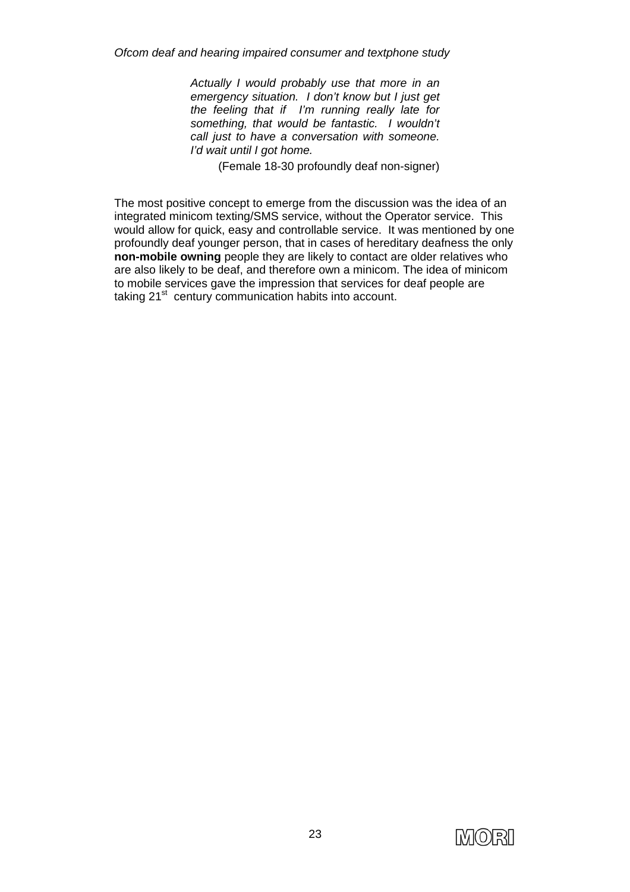> *Actually I would probably use that more in an emergency situation. I don't know but I just get the feeling that if I'm running really late for something, that would be fantastic. I wouldn't call just to have a conversation with someone. I'd wait until I got home.*
>
> (Female 18-30 profoundly deaf non-signer)

The most positive concept to emerge from the discussion was the idea of an integrated minicom texting/SMS service, without the Operator service. This would allow for quick, easy and controllable service. It was mentioned by one profoundly deaf younger person, that in cases of hereditary deafness the only **non-mobile owning** people they are likely to contact are older relatives who are also likely to be deaf, and therefore own a minicom. The idea of minicom to mobile services gave the impression that services for deaf people are taking 21st century communication habits into account.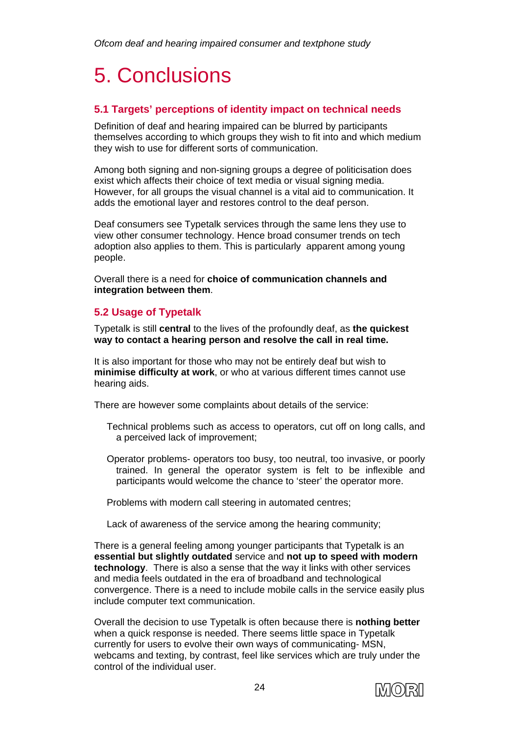# 5. Conclusions

## 5.1 Targets' perceptions of identity impact on technical needs

Definition of deaf and hearing impaired can be blurred by participants themselves according to which groups they wish to fit into and which medium they wish to use for different sorts of communication.

Among both signing and non-signing groups a degree of politicisation does exist which affects their choice of text media or visual signing media. However, for all groups the visual channel is a vital aid to communication. It adds the emotional layer and restores control to the deaf person.

Deaf consumers see Typetalk services through the same lens they use to view other consumer technology. Hence broad consumer trends on tech adoption also applies to them. This is particularly apparent among young people.

Overall there is a need for **choice of communication channels and integration between them**.

## 5.2 Usage of Typetalk

Typetalk is still **central** to the lives of the profoundly deaf, as **the quickest way to contact a hearing person and resolve the call in real time.**

It is also important for those who may not be entirely deaf but wish to **minimise difficulty at work**, or who at various different times cannot use hearing aids.

There are however some complaints about details of the service:

- Technical problems such as access to operators, cut off on long calls, and a perceived lack of improvement;
- Operator problems- operators too busy, too neutral, too invasive, or poorly trained. In general the operator system is felt to be inflexible and participants would welcome the chance to 'steer' the operator more.
- Problems with modern call steering in automated centres;
- Lack of awareness of the service among the hearing community;

There is a general feeling among younger participants that Typetalk is an **essential but slightly outdated** service and **not up to speed with modern technology**. There is also a sense that the way it links with other services and media feels outdated in the era of broadband and technological convergence. There is a need to include mobile calls in the service easily plus include computer text communication.

Overall the decision to use Typetalk is often because there is **nothing better** when a quick response is needed. There seems little space in Typetalk currently for users to evolve their own ways of communicating- MSN, webcams and texting, by contrast, feel like services which are truly under the control of the individual user.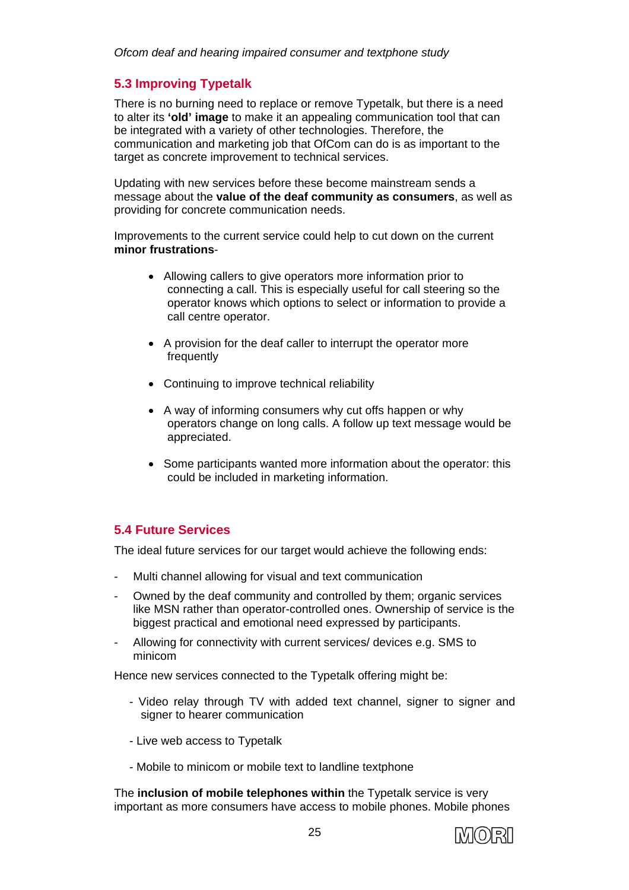## 5.3 Improving Typetalk

There is no burning need to replace or remove Typetalk, but there is a need to alter its **'old' image** to make it an appealing communication tool that can be integrated with a variety of other technologies. Therefore, the communication and marketing job that OfCom can do is as important to the target as concrete improvement to technical services.

Updating with new services before these become mainstream sends a message about the **value of the deaf community as consumers**, as well as providing for concrete communication needs.

Improvements to the current service could help to cut down on the current **minor frustrations**-

- Allowing callers to give operators more information prior to connecting a call. This is especially useful for call steering so the operator knows which options to select or information to provide a call centre operator.
- A provision for the deaf caller to interrupt the operator more frequently
- Continuing to improve technical reliability
- A way of informing consumers why cut offs happen or why operators change on long calls. A follow up text message would be appreciated.
- Some participants wanted more information about the operator: this could be included in marketing information.

## 5.4 Future Services

The ideal future services for our target would achieve the following ends:

- Multi channel allowing for visual and text communication
- Owned by the deaf community and controlled by them; organic services like MSN rather than operator-controlled ones. Ownership of service is the biggest practical and emotional need expressed by participants.
- Allowing for connectivity with current services/ devices e.g. SMS to minicom

Hence new services connected to the Typetalk offering might be:

- Video relay through TV with added text channel, signer to signer and signer to hearer communication
- Live web access to Typetalk
- Mobile to minicom or mobile text to landline textphone

The **inclusion of mobile telephones within** the Typetalk service is very important as more consumers have access to mobile phones. Mobile phones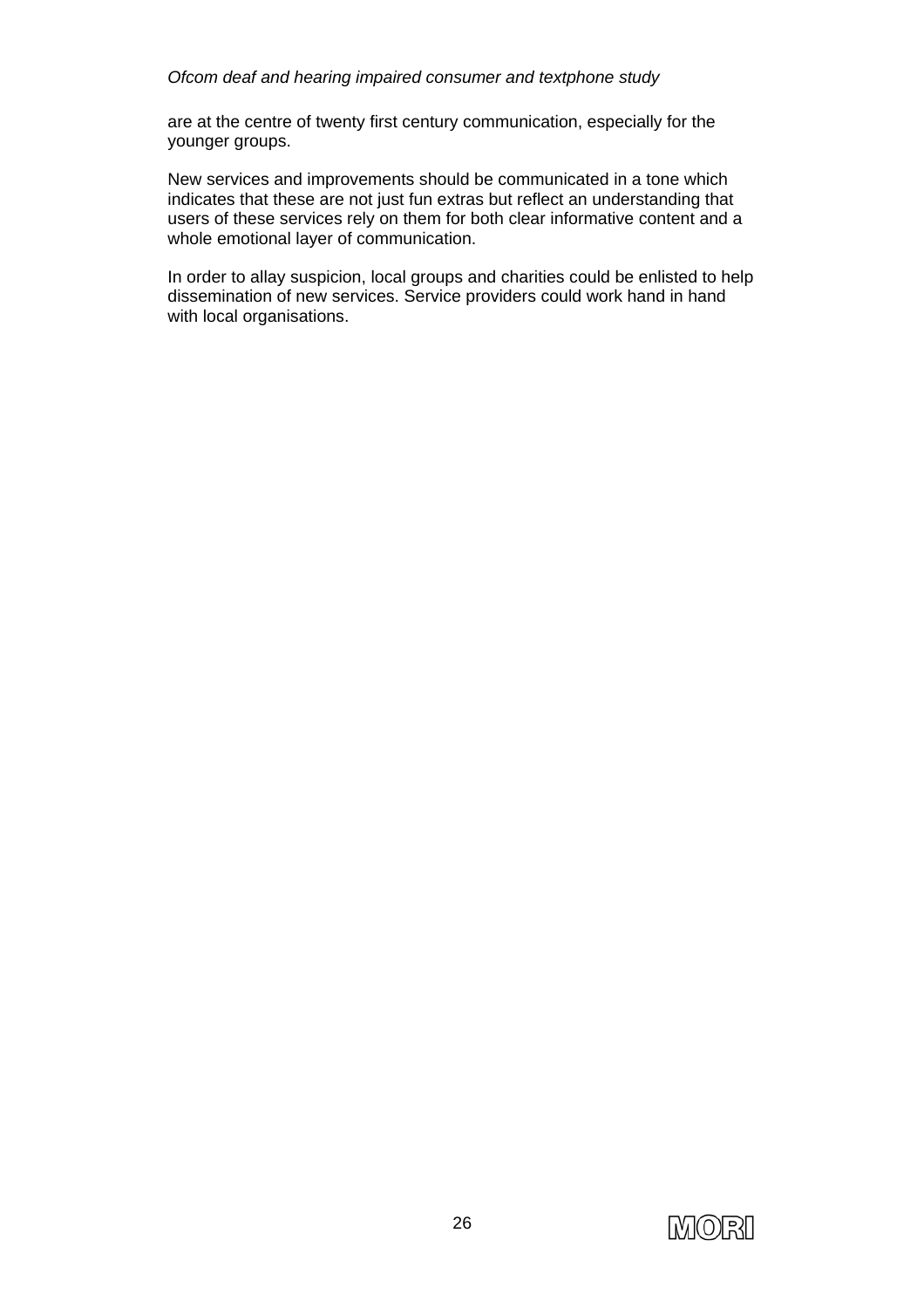are at the centre of twenty first century communication, especially for the younger groups.

New services and improvements should be communicated in a tone which indicates that these are not just fun extras but reflect an understanding that users of these services rely on them for both clear informative content and a whole emotional layer of communication.

In order to allay suspicion, local groups and charities could be enlisted to help dissemination of new services. Service providers could work hand in hand with local organisations.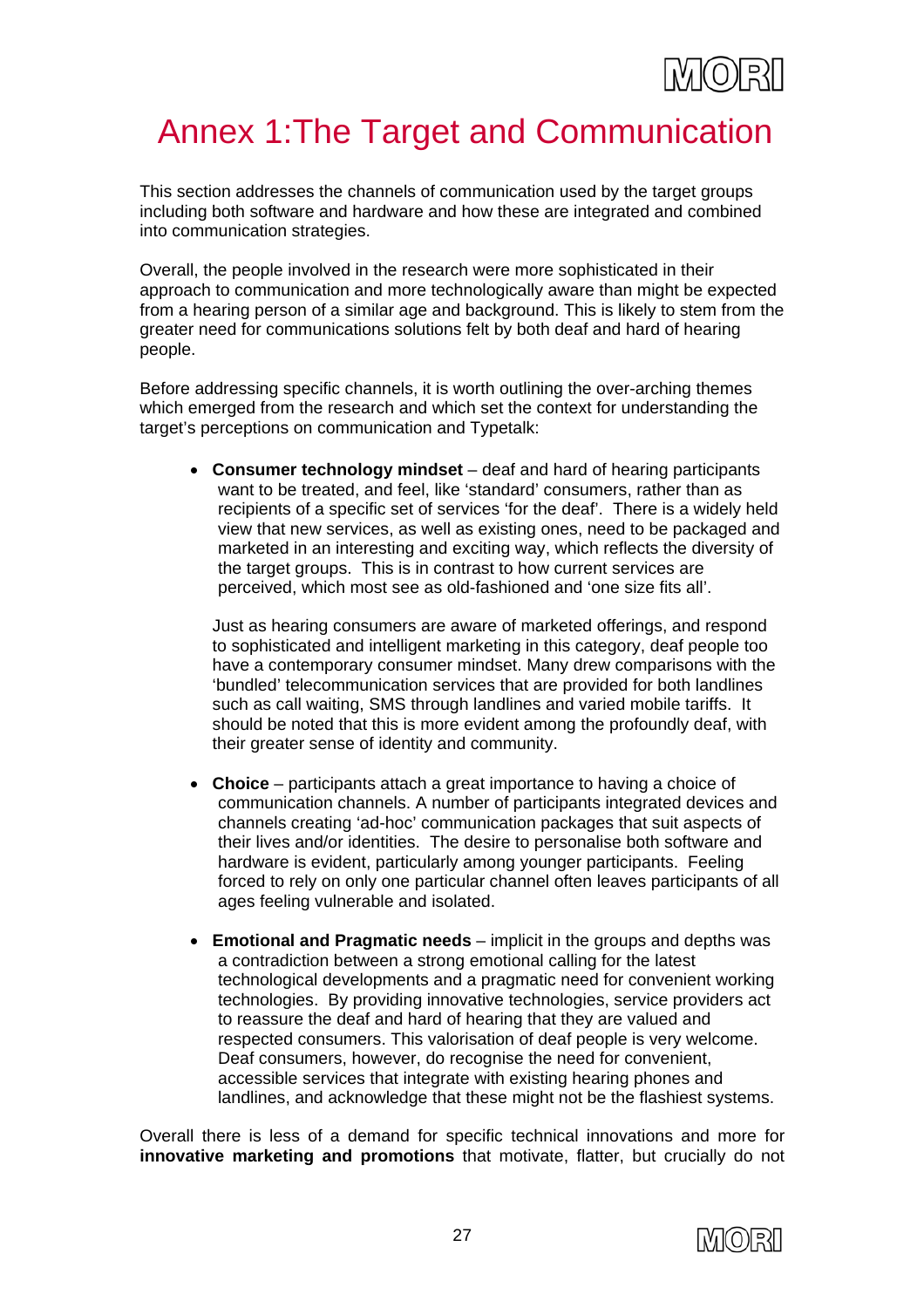# Annex 1:The Target and Communication

This section addresses the channels of communication used by the target groups including both software and hardware and how these are integrated and combined into communication strategies.

Overall, the people involved in the research were more sophisticated in their approach to communication and more technologically aware than might be expected from a hearing person of a similar age and background. This is likely to stem from the greater need for communications solutions felt by both deaf and hard of hearing people.

Before addressing specific channels, it is worth outlining the over-arching themes which emerged from the research and which set the context for understanding the target's perceptions on communication and Typetalk:

- **Consumer technology mindset** – deaf and hard of hearing participants want to be treated, and feel, like 'standard' consumers, rather than as recipients of a specific set of services 'for the deaf'. There is a widely held view that new services, as well as existing ones, need to be packaged and marketed in an interesting and exciting way, which reflects the diversity of the target groups. This is in contrast to how current services are perceived, which most see as old-fashioned and 'one size fits all'.

  Just as hearing consumers are aware of marketed offerings, and respond to sophisticated and intelligent marketing in this category, deaf people too have a contemporary consumer mindset. Many drew comparisons with the 'bundled' telecommunication services that are provided for both landlines such as call waiting, SMS through landlines and varied mobile tariffs. It should be noted that this is more evident among the profoundly deaf, with their greater sense of identity and community.

- **Choice** – participants attach a great importance to having a choice of communication channels. A number of participants integrated devices and channels creating 'ad-hoc' communication packages that suit aspects of their lives and/or identities. The desire to personalise both software and hardware is evident, particularly among younger participants. Feeling forced to rely on only one particular channel often leaves participants of all ages feeling vulnerable and isolated.

- **Emotional and Pragmatic needs** – implicit in the groups and depths was a contradiction between a strong emotional calling for the latest technological developments and a pragmatic need for convenient working technologies. By providing innovative technologies, service providers act to reassure the deaf and hard of hearing that they are valued and respected consumers. This valorisation of deaf people is very welcome. Deaf consumers, however, do recognise the need for convenient, accessible services that integrate with existing hearing phones and landlines, and acknowledge that these might not be the flashiest systems.

Overall there is less of a demand for specific technical innovations and more for **innovative marketing and promotions** that motivate, flatter, but crucially do not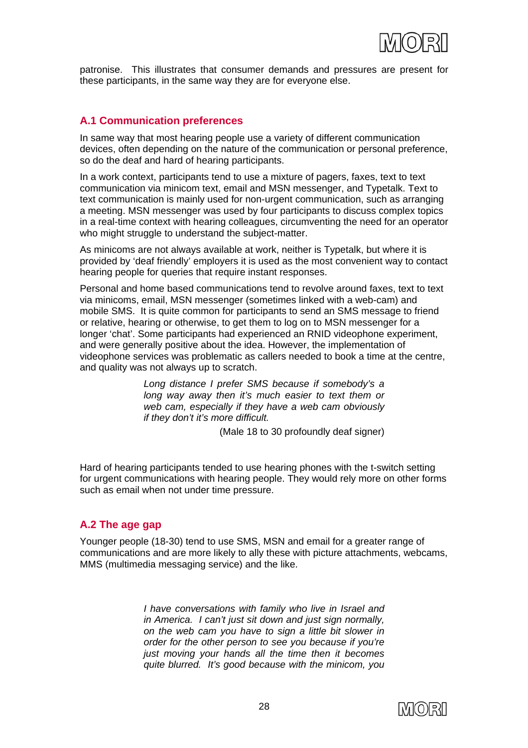patronise. This illustrates that consumer demands and pressures are present for these participants, in the same way they are for everyone else.

## A.1 Communication preferences

In same way that most hearing people use a variety of different communication devices, often depending on the nature of the communication or personal preference, so do the deaf and hard of hearing participants.

In a work context, participants tend to use a mixture of pagers, faxes, text to text communication via minicom text, email and MSN messenger, and Typetalk. Text to text communication is mainly used for non-urgent communication, such as arranging a meeting. MSN messenger was used by four participants to discuss complex topics in a real-time context with hearing colleagues, circumventing the need for an operator who might struggle to understand the subject-matter.

As minicoms are not always available at work, neither is Typetalk, but where it is provided by 'deaf friendly' employers it is used as the most convenient way to contact hearing people for queries that require instant responses.

Personal and home based communications tend to revolve around faxes, text to text via minicoms, email, MSN messenger (sometimes linked with a web-cam) and mobile SMS. It is quite common for participants to send an SMS message to friend or relative, hearing or otherwise, to get them to log on to MSN messenger for a longer 'chat'. Some participants had experienced an RNID videophone experiment, and were generally positive about the idea. However, the implementation of videophone services was problematic as callers needed to book a time at the centre, and quality was not always up to scratch.

> *Long distance I prefer SMS because if somebody's a long way away then it's much easier to text them or web cam, especially if they have a web cam obviously if they don't it's more difficult.*
>
> (Male 18 to 30 profoundly deaf signer)

Hard of hearing participants tended to use hearing phones with the t-switch setting for urgent communications with hearing people. They would rely more on other forms such as email when not under time pressure.

## A.2 The age gap

Younger people (18-30) tend to use SMS, MSN and email for a greater range of communications and are more likely to ally these with picture attachments, webcams, MMS (multimedia messaging service) and the like.

> *I have conversations with family who live in Israel and in America. I can't just sit down and just sign normally, on the web cam you have to sign a little bit slower in order for the other person to see you because if you're just moving your hands all the time then it becomes quite blurred. It's good because with the minicom, you*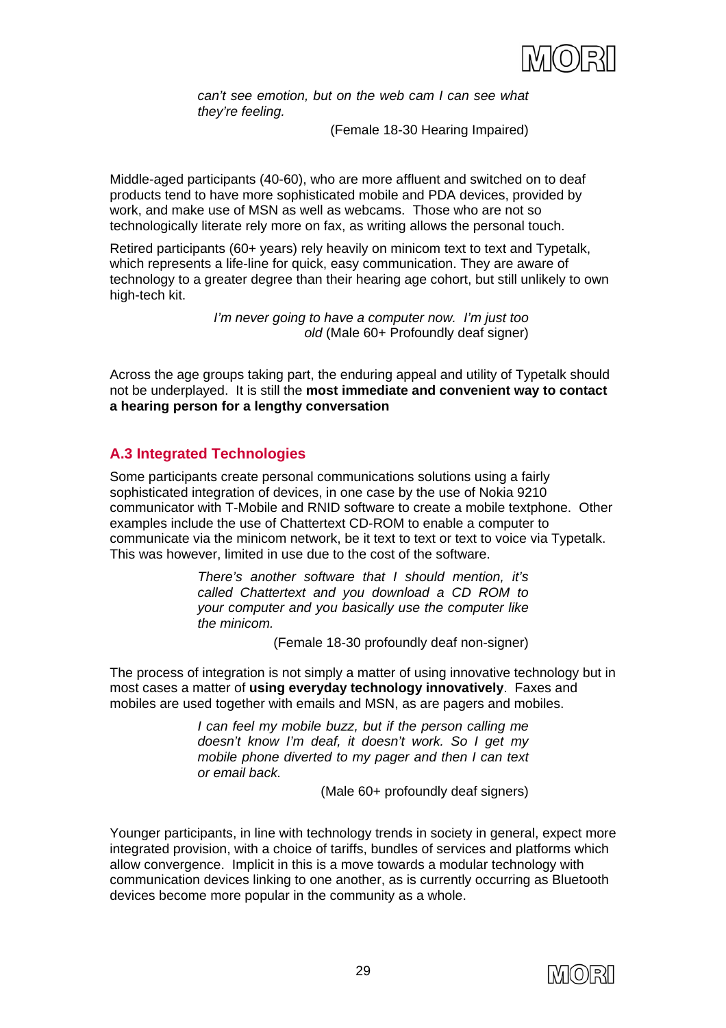*can't see emotion, but on the web cam I can see what they're feeling.*

(Female 18-30 Hearing Impaired)

Middle-aged participants (40-60), who are more affluent and switched on to deaf products tend to have more sophisticated mobile and PDA devices, provided by work, and make use of MSN as well as webcams. Those who are not so technologically literate rely more on fax, as writing allows the personal touch.

Retired participants (60+ years) rely heavily on minicom text to text and Typetalk, which represents a life-line for quick, easy communication. They are aware of technology to a greater degree than their hearing age cohort, but still unlikely to own high-tech kit.

*I'm never going to have a computer now. I'm just too old* (Male 60+ Profoundly deaf signer)

Across the age groups taking part, the enduring appeal and utility of Typetalk should not be underplayed. It is still the **most immediate and convenient way to contact a hearing person for a lengthy conversation**

## A.3 Integrated Technologies

Some participants create personal communications solutions using a fairly sophisticated integration of devices, in one case by the use of Nokia 9210 communicator with T-Mobile and RNID software to create a mobile textphone. Other examples include the use of Chattertext CD-ROM to enable a computer to communicate via the minicom network, be it text to text or text to voice via Typetalk. This was however, limited in use due to the cost of the software.

*There's another software that I should mention, it's called Chattertext and you download a CD ROM to your computer and you basically use the computer like the minicom.*

(Female 18-30 profoundly deaf non-signer)

The process of integration is not simply a matter of using innovative technology but in most cases a matter of **using everyday technology innovatively**. Faxes and mobiles are used together with emails and MSN, as are pagers and mobiles.

*I can feel my mobile buzz, but if the person calling me doesn't know I'm deaf, it doesn't work. So I get my mobile phone diverted to my pager and then I can text or email back.*

(Male 60+ profoundly deaf signers)

Younger participants, in line with technology trends in society in general, expect more integrated provision, with a choice of tariffs, bundles of services and platforms which allow convergence. Implicit in this is a move towards a modular technology with communication devices linking to one another, as is currently occurring as Bluetooth devices become more popular in the community as a whole.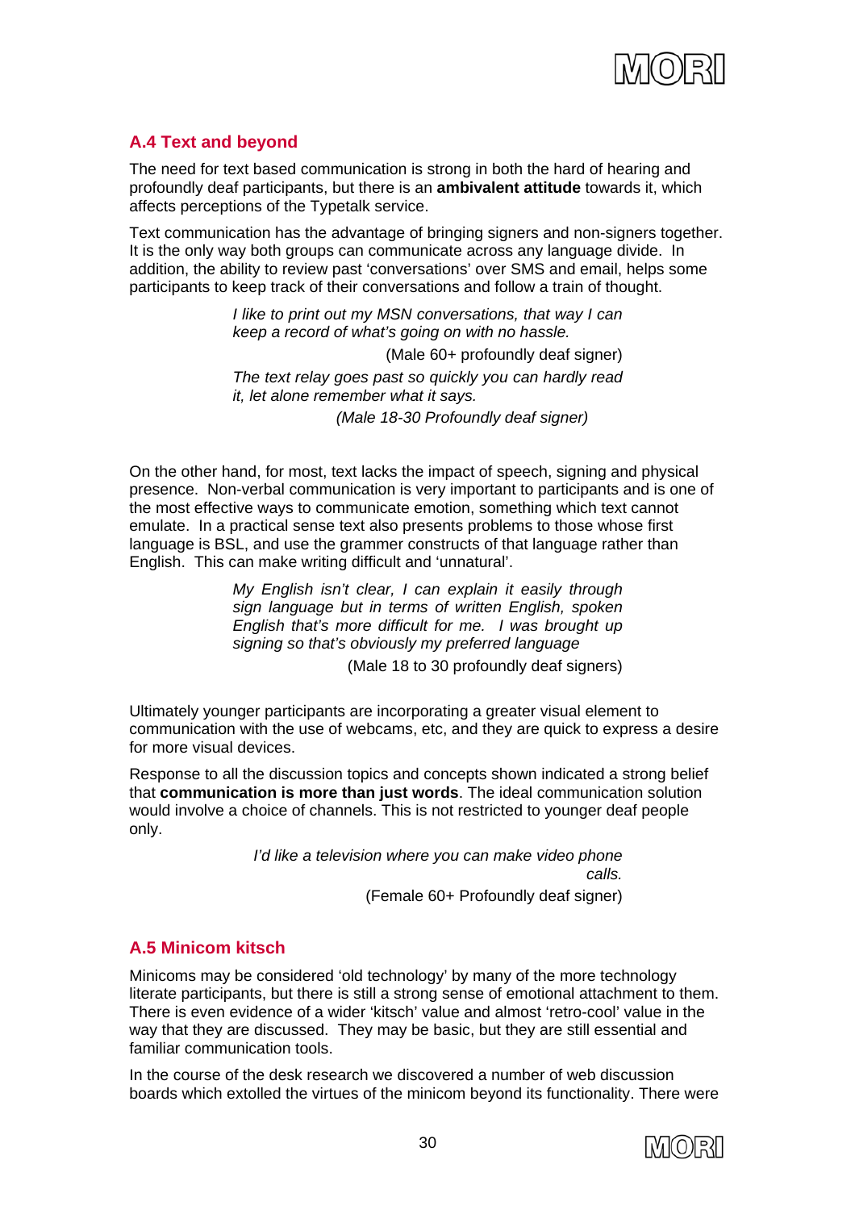## A.4 Text and beyond

The need for text based communication is strong in both the hard of hearing and profoundly deaf participants, but there is an **ambivalent attitude** towards it, which affects perceptions of the Typetalk service.

Text communication has the advantage of bringing signers and non-signers together. It is the only way both groups can communicate across any language divide. In addition, the ability to review past 'conversations' over SMS and email, helps some participants to keep track of their conversations and follow a train of thought.

> *I like to print out my MSN conversations, that way I can keep a record of what's going on with no hassle.*
>
> (Male 60+ profoundly deaf signer)
>
> *The text relay goes past so quickly you can hardly read it, let alone remember what it says.*
>
> *(Male 18-30 Profoundly deaf signer)*

On the other hand, for most, text lacks the impact of speech, signing and physical presence. Non-verbal communication is very important to participants and is one of the most effective ways to communicate emotion, something which text cannot emulate. In a practical sense text also presents problems to those whose first language is BSL, and use the grammer constructs of that language rather than English. This can make writing difficult and 'unnatural'.

> *My English isn't clear, I can explain it easily through sign language but in terms of written English, spoken English that's more difficult for me. I was brought up signing so that's obviously my preferred language*
>
> (Male 18 to 30 profoundly deaf signers)

Ultimately younger participants are incorporating a greater visual element to communication with the use of webcams, etc, and they are quick to express a desire for more visual devices.

Response to all the discussion topics and concepts shown indicated a strong belief that **communication is more than just words**. The ideal communication solution would involve a choice of channels. This is not restricted to younger deaf people only.

> *I'd like a television where you can make video phone calls.*
>
> (Female 60+ Profoundly deaf signer)

## A.5 Minicom kitsch

Minicoms may be considered 'old technology' by many of the more technology literate participants, but there is still a strong sense of emotional attachment to them. There is even evidence of a wider 'kitsch' value and almost 'retro-cool' value in the way that they are discussed. They may be basic, but they are still essential and familiar communication tools.

In the course of the desk research we discovered a number of web discussion boards which extolled the virtues of the minicom beyond its functionality. There were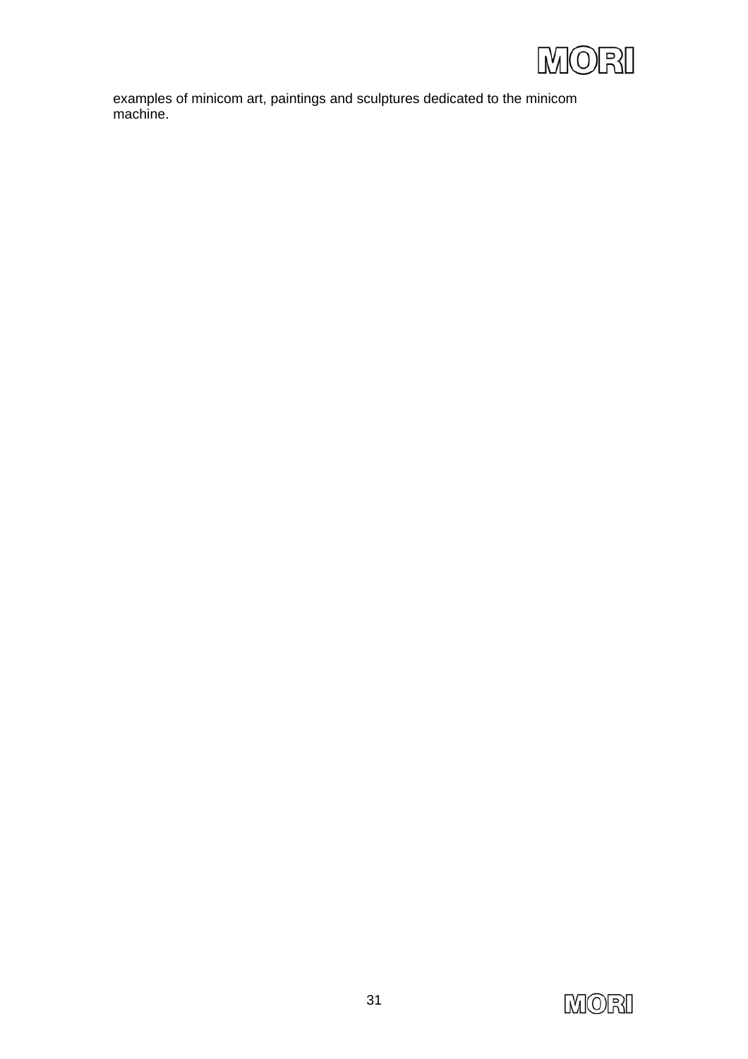examples of minicom art, paintings and sculptures dedicated to the minicom machine.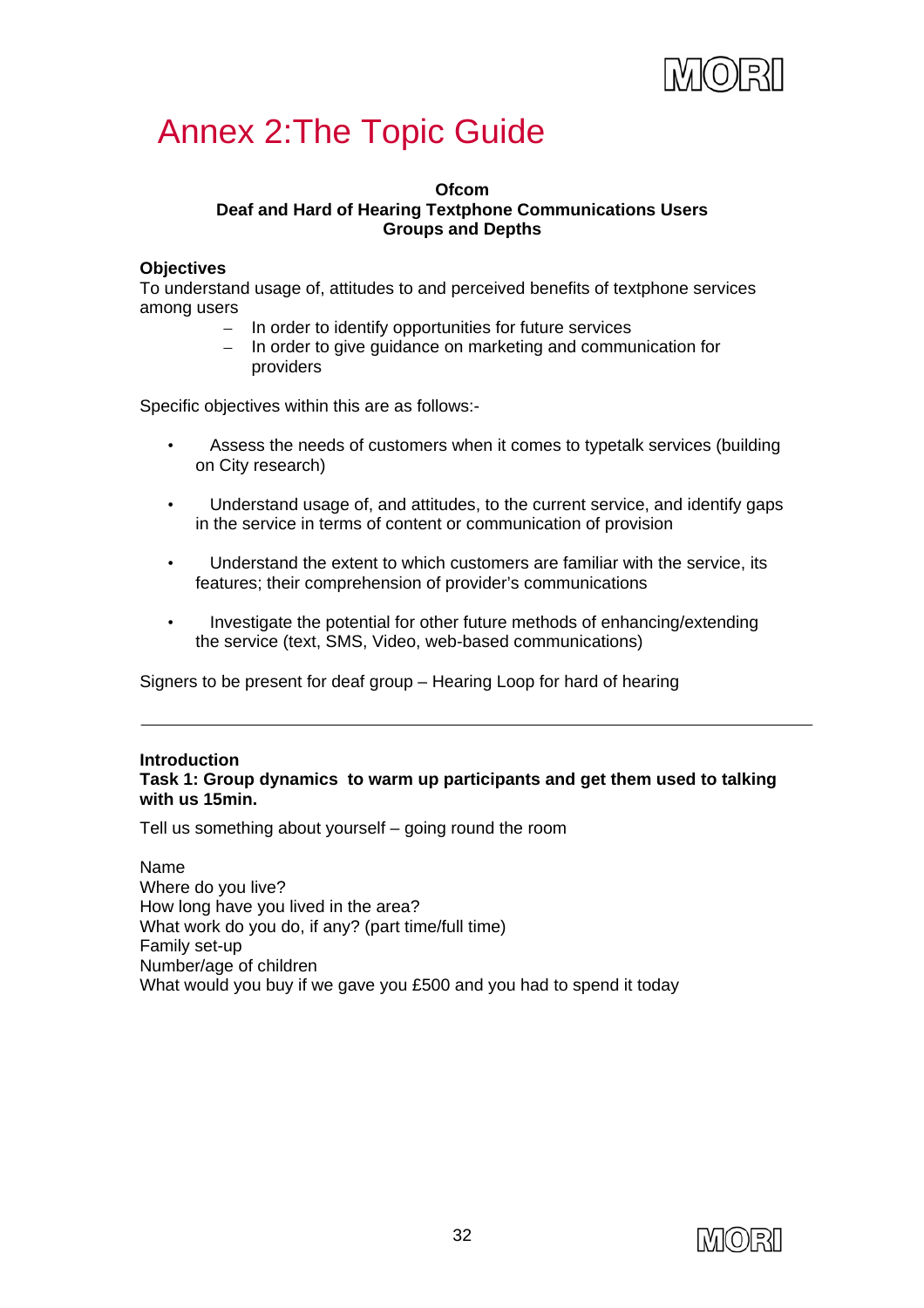# Annex 2:The Topic Guide

**Ofcom**
**Deaf and Hard of Hearing Textphone Communications Users**
**Groups and Depths**

**Objectives**
To understand usage of, attitudes to and perceived benefits of textphone services among users

- In order to identify opportunities for future services
- In order to give guidance on marketing and communication for providers

Specific objectives within this are as follows:-

- Assess the needs of customers when it comes to typetalk services (building on City research)
- Understand usage of, and attitudes, to the current service, and identify gaps in the service in terms of content or communication of provision
- Understand the extent to which customers are familiar with the service, its features; their comprehension of provider's communications
- Investigate the potential for other future methods of enhancing/extending the service (text, SMS, Video, web-based communications)

Signers to be present for deaf group – Hearing Loop for hard of hearing

---

**Introduction**
**Task 1: Group dynamics to warm up participants and get them used to talking with us 15min.**

Tell us something about yourself – going round the room

Name
Where do you live?
How long have you lived in the area?
What work do you do, if any? (part time/full time)
Family set-up
Number/age of children
What would you buy if we gave you £500 and you had to spend it today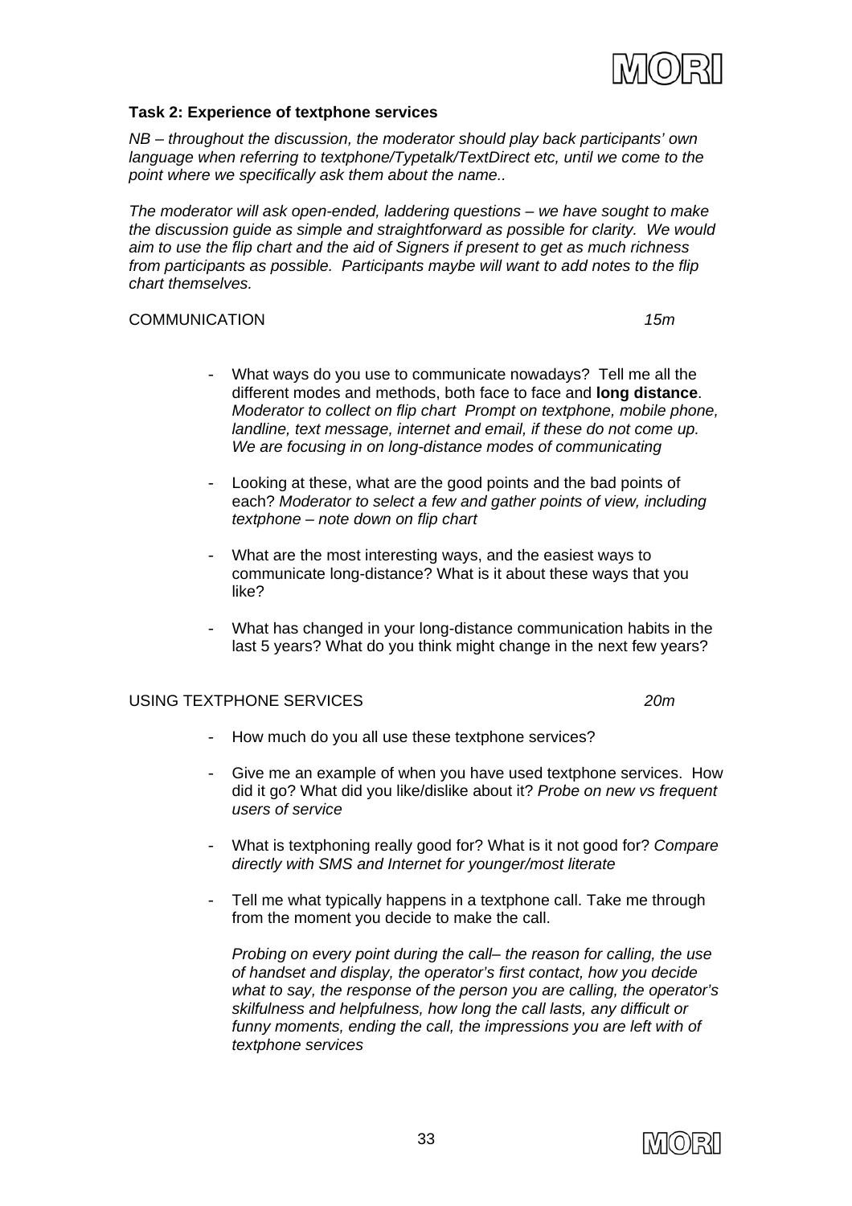**Task 2: Experience of textphone services**

*NB – throughout the discussion, the moderator should play back participants' own language when referring to textphone/Typetalk/TextDirect etc, until we come to the point where we specifically ask them about the name..*

*The moderator will ask open-ended, laddering questions – we have sought to make the discussion guide as simple and straightforward as possible for clarity. We would aim to use the flip chart and the aid of Signers if present to get as much richness from participants as possible. Participants maybe will want to add notes to the flip chart themselves.*

COMMUNICATION *15m*

- What ways do you use to communicate nowadays? Tell me all the different modes and methods, both face to face and **long distance**. *Moderator to collect on flip chart Prompt on textphone, mobile phone, landline, text message, internet and email, if these do not come up. We are focusing in on long-distance modes of communicating*

- Looking at these, what are the good points and the bad points of each? *Moderator to select a few and gather points of view, including textphone – note down on flip chart*

- What are the most interesting ways, and the easiest ways to communicate long-distance? What is it about these ways that you like?

- What has changed in your long-distance communication habits in the last 5 years? What do you think might change in the next few years?

USING TEXTPHONE SERVICES *20m*

- How much do you all use these textphone services?

- Give me an example of when you have used textphone services. How did it go? What did you like/dislike about it? *Probe on new vs frequent users of service*

- What is textphoning really good for? What is it not good for? *Compare directly with SMS and Internet for younger/most literate*

- Tell me what typically happens in a textphone call. Take me through from the moment you decide to make the call.

  *Probing on every point during the call– the reason for calling, the use of handset and display, the operator's first contact, how you decide what to say, the response of the person you are calling, the operator's skilfulness and helpfulness, how long the call lasts, any difficult or funny moments, ending the call, the impressions you are left with of textphone services*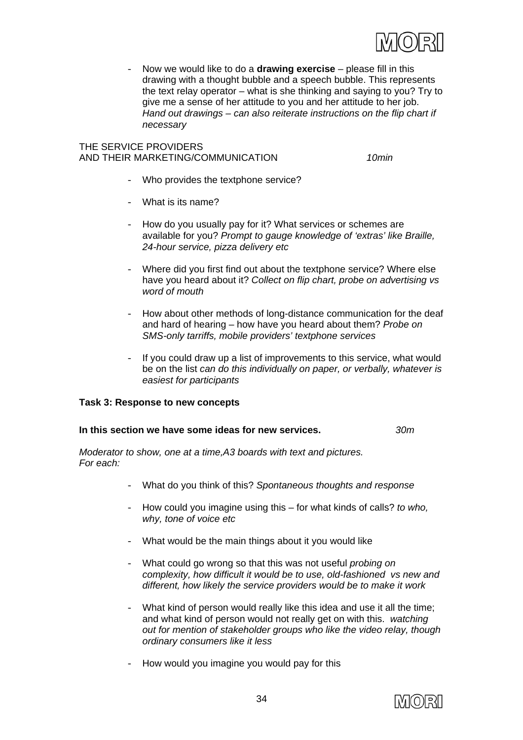- Now we would like to do a **drawing exercise** – please fill in this drawing with a thought bubble and a speech bubble. This represents the text relay operator – what is she thinking and saying to you? Try to give me a sense of her attitude to you and her attitude to her job. *Hand out drawings – can also reiterate instructions on the flip chart if necessary*

THE SERVICE PROVIDERS
AND THEIR MARKETING/COMMUNICATION *10min*

- Who provides the textphone service?

- What is its name?

- How do you usually pay for it? What services or schemes are available for you? *Prompt to gauge knowledge of 'extras' like Braille, 24-hour service, pizza delivery etc*

- Where did you first find out about the textphone service? Where else have you heard about it? *Collect on flip chart, probe on advertising vs word of mouth*

- How about other methods of long-distance communication for the deaf and hard of hearing – how have you heard about them? *Probe on SMS-only tarriffs, mobile providers' textphone services*

- If you could draw up a list of improvements to this service, what would be on the list *can do this individually on paper, or verbally, whatever is easiest for participants*

**Task 3: Response to new concepts**

**In this section we have some ideas for new services.** *30m*

*Moderator to show, one at a time,A3 boards with text and pictures. For each:*

- What do you think of this? *Spontaneous thoughts and response*

- How could you imagine using this – for what kinds of calls? *to who, why, tone of voice etc*

- What would be the main things about it you would like

- What could go wrong so that this was not useful *probing on complexity, how difficult it would be to use, old-fashioned vs new and different, how likely the service providers would be to make it work*

- What kind of person would really like this idea and use it all the time; and what kind of person would not really get on with this. *watching out for mention of stakeholder groups who like the video relay, though ordinary consumers like it less*

- How would you imagine you would pay for this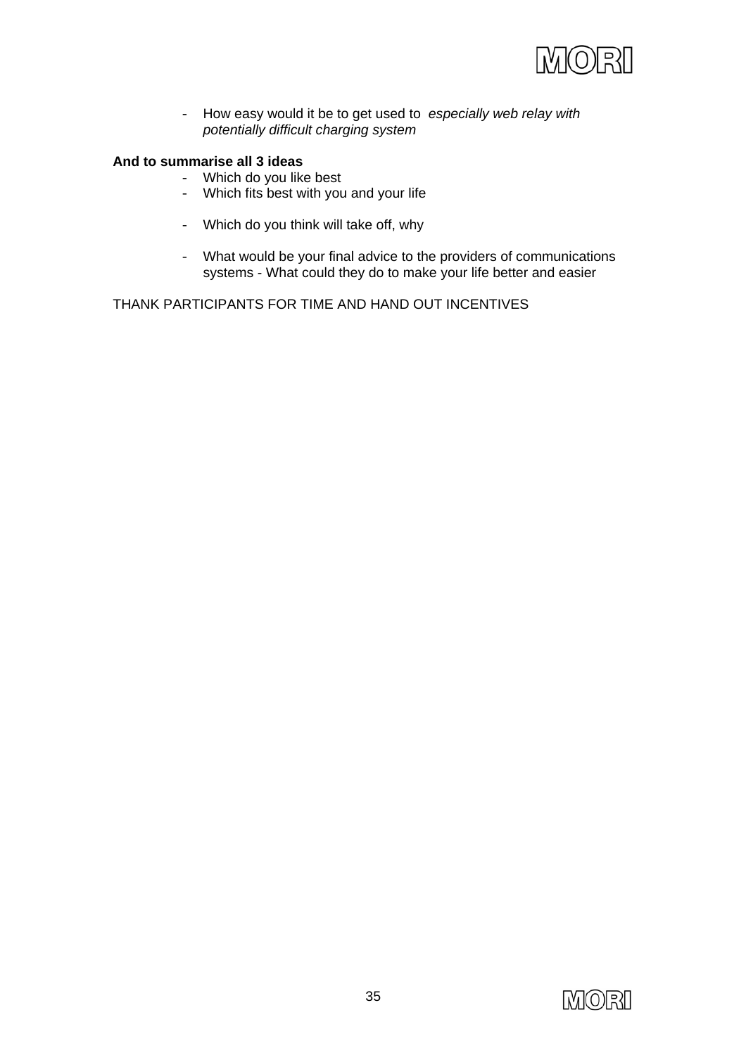- How easy would it be to get used to *especially web relay with potentially difficult charging system*

**And to summarise all 3 ideas**

- Which do you like best
- Which fits best with you and your life
- Which do you think will take off, why
- What would be your final advice to the providers of communications systems - What could they do to make your life better and easier

THANK PARTICIPANTS FOR TIME AND HAND OUT INCENTIVES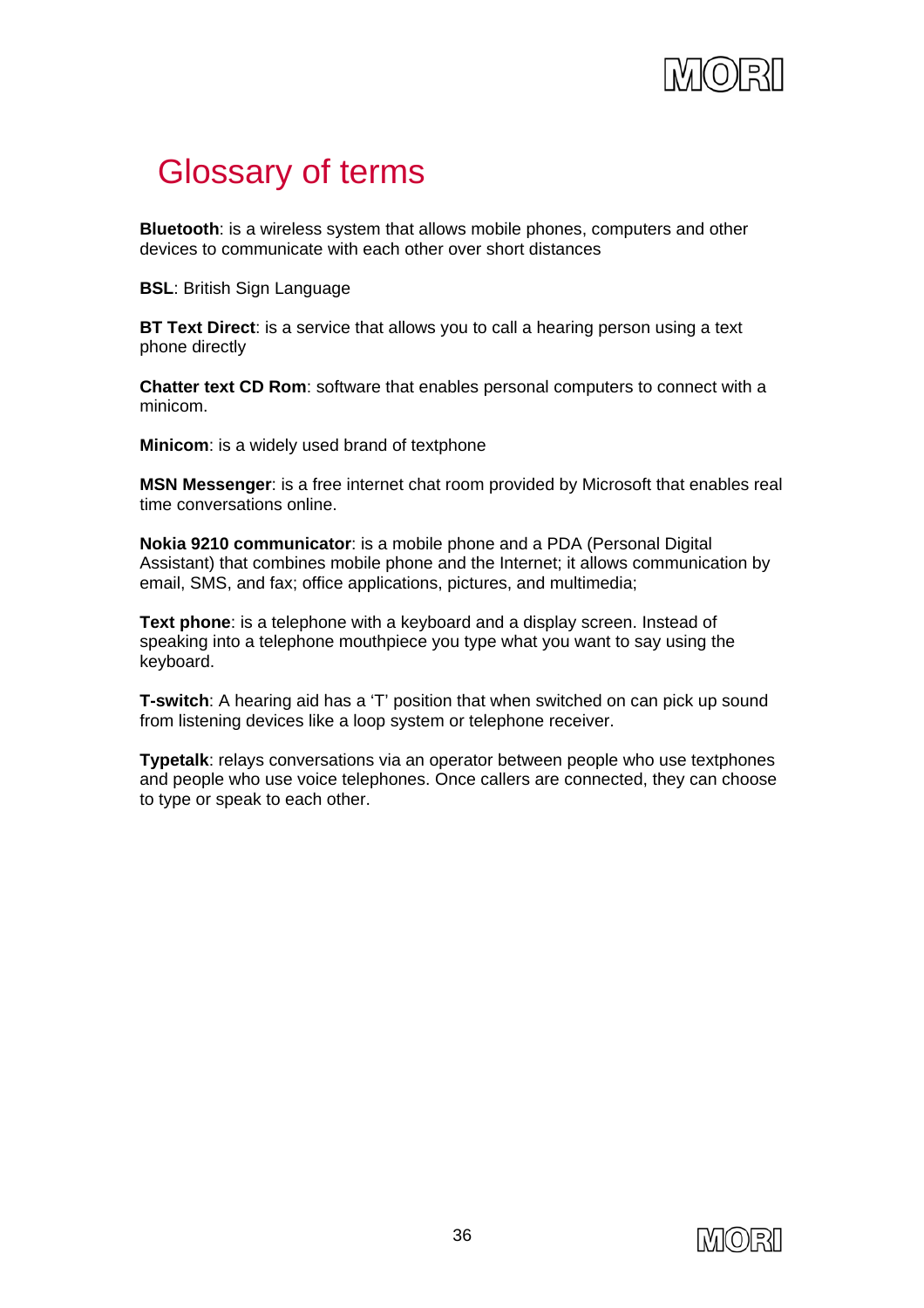# Glossary of terms

**Bluetooth**: is a wireless system that allows mobile phones, computers and other devices to communicate with each other over short distances

**BSL**: British Sign Language

**BT Text Direct**: is a service that allows you to call a hearing person using a text phone directly

**Chatter text CD Rom**: software that enables personal computers to connect with a minicom.

**Minicom**: is a widely used brand of textphone

**MSN Messenger**: is a free internet chat room provided by Microsoft that enables real time conversations online.

**Nokia 9210 communicator**: is a mobile phone and a PDA (Personal Digital Assistant) that combines mobile phone and the Internet; it allows communication by email, SMS, and fax; office applications, pictures, and multimedia;

**Text phone**: is a telephone with a keyboard and a display screen. Instead of speaking into a telephone mouthpiece you type what you want to say using the keyboard.

**T-switch**: A hearing aid has a 'T' position that when switched on can pick up sound from listening devices like a loop system or telephone receiver.

**Typetalk**: relays conversations via an operator between people who use textphones and people who use voice telephones. Once callers are connected, they can choose to type or speak to each other.